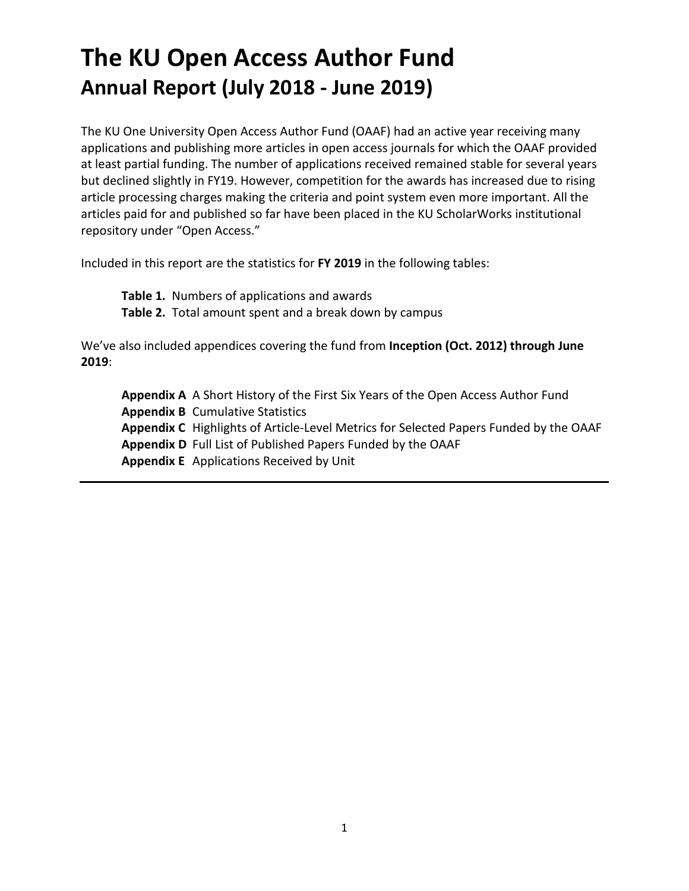# The KU Open Access Author Fund
## Annual Report (July 2018 - June 2019)

The KU One University Open Access Author Fund (OAAF) had an active year receiving many applications and publishing more articles in open access journals for which the OAAF provided at least partial funding. The number of applications received remained stable for several years but declined slightly in FY19. However, competition for the awards has increased due to rising article processing charges making the criteria and point system even more important. All the articles paid for and published so far have been placed in the KU ScholarWorks institutional repository under "Open Access."

Included in this report are the statistics for **FY 2019** in the following tables:

> **Table 1.** Numbers of applications and awards
> **Table 2.** Total amount spent and a break down by campus

We've also included appendices covering the fund from **Inception (Oct. 2012) through June 2019**:

> **Appendix A** A Short History of the First Six Years of the Open Access Author Fund
> **Appendix B** Cumulative Statistics
> **Appendix C** Highlights of Article-Level Metrics for Selected Papers Funded by the OAAF
> **Appendix D** Full List of Published Papers Funded by the OAAF
> **Appendix E** Applications Received by Unit

---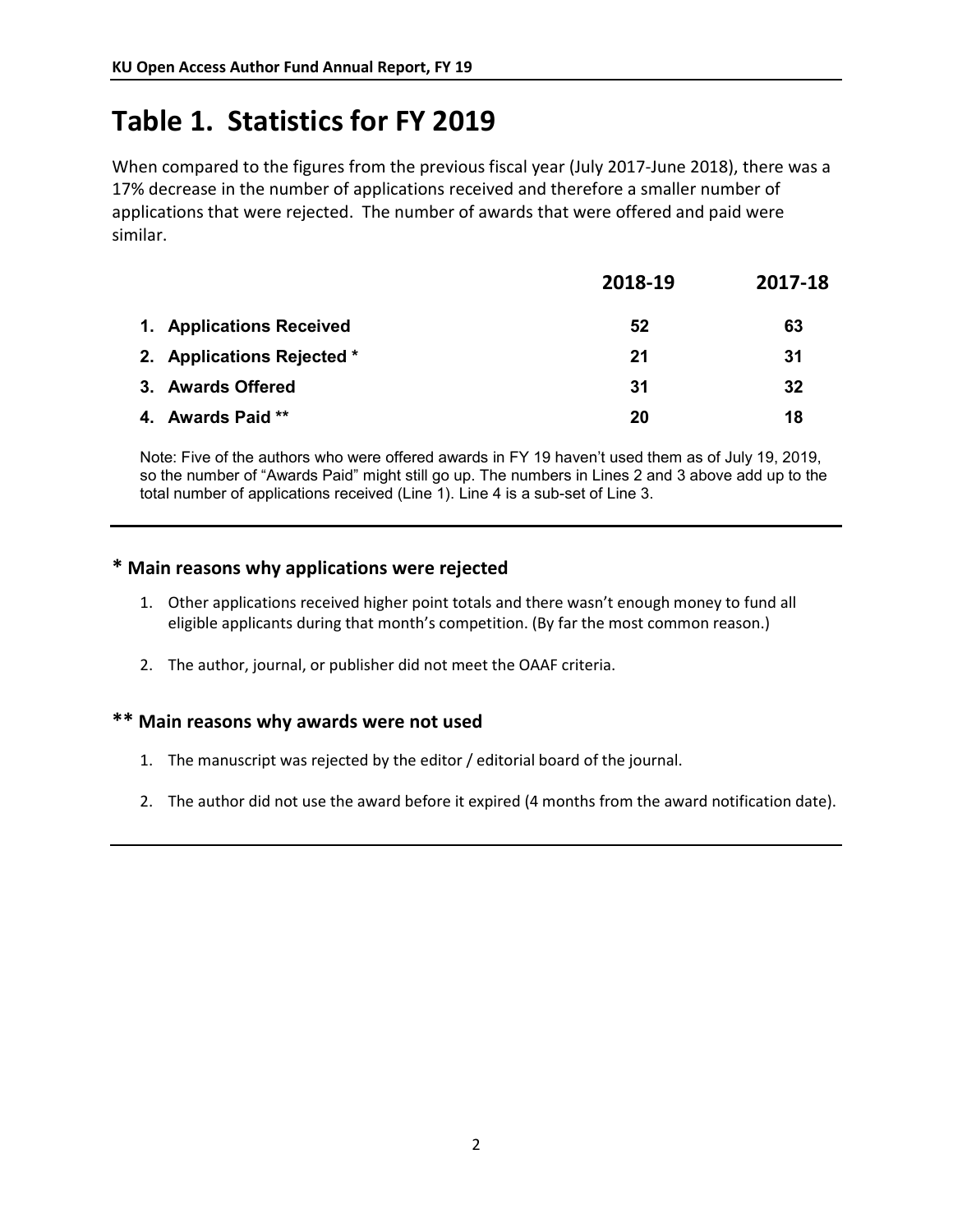# Table 1. Statistics for FY 2019

When compared to the figures from the previous fiscal year (July 2017-June 2018), there was a 17% decrease in the number of applications received and therefore a smaller number of applications that were rejected. The number of awards that were offered and paid were similar.

| | 2018-19 | 2017-18 |
|---|---|---|
| 1. Applications Received | 52 | 63 |
| 2. Applications Rejected * | 21 | 31 |
| 3. Awards Offered | 31 | 32 |
| 4. Awards Paid ** | 20 | 18 |

Note: Five of the authors who were offered awards in FY 19 haven't used them as of July 19, 2019, so the number of "Awards Paid" might still go up. The numbers in Lines 2 and 3 above add up to the total number of applications received (Line 1). Line 4 is a sub-set of Line 3.

### * Main reasons why applications were rejected

1. Other applications received higher point totals and there wasn't enough money to fund all eligible applicants during that month's competition. (By far the most common reason.)
2. The author, journal, or publisher did not meet the OAAF criteria.

### ** Main reasons why awards were not used

1. The manuscript was rejected by the editor / editorial board of the journal.
2. The author did not use the award before it expired (4 months from the award notification date).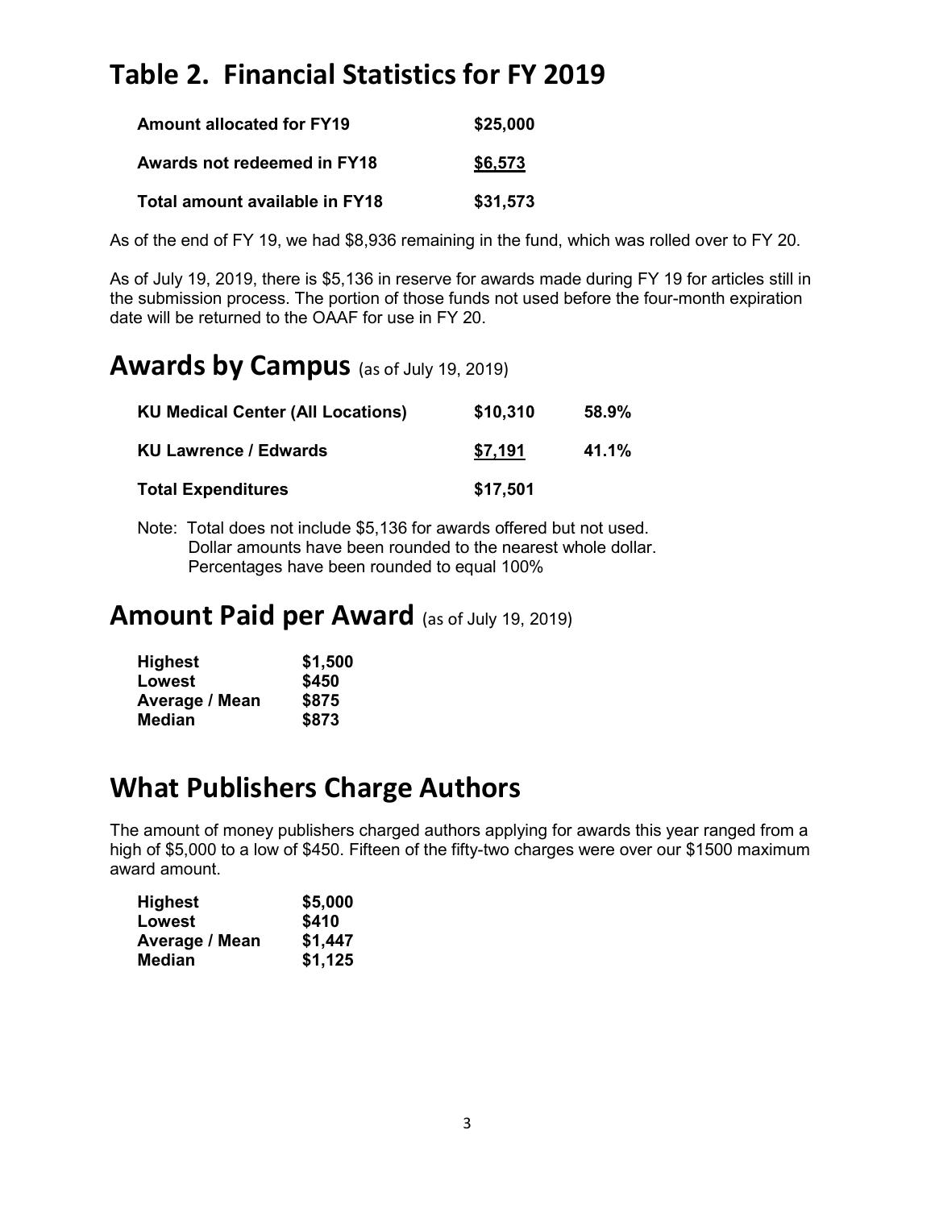# Table 2. Financial Statistics for FY 2019

| | |
|---|---|
| **Amount allocated for FY19** | **$25,000** |
| **Awards not redeemed in FY18** | **$6,573** |
| **Total amount available in FY18** | **$31,573** |

As of the end of FY 19, we had $8,936 remaining in the fund, which was rolled over to FY 20.

As of July 19, 2019, there is $5,136 in reserve for awards made during FY 19 for articles still in the submission process. The portion of those funds not used before the four-month expiration date will be returned to the OAAF for use in FY 20.

## Awards by Campus (as of July 19, 2019)

| | | |
|---|---|---|
| **KU Medical Center (All Locations)** | **$10,310** | **58.9%** |
| **KU Lawrence / Edwards** | **$7,191** | **41.1%** |
| **Total Expenditures** | **$17,501** | |

Note: Total does not include $5,136 for awards offered but not used.
Dollar amounts have been rounded to the nearest whole dollar.
Percentages have been rounded to equal 100%

## Amount Paid per Award (as of July 19, 2019)

| | |
|---|---|
| **Highest** | **$1,500** |
| **Lowest** | **$450** |
| **Average / Mean** | **$875** |
| **Median** | **$873** |

## What Publishers Charge Authors

The amount of money publishers charged authors applying for awards this year ranged from a high of $5,000 to a low of $450. Fifteen of the fifty-two charges were over our $1500 maximum award amount.

| | |
|---|---|
| **Highest** | **$5,000** |
| **Lowest** | **$410** |
| **Average / Mean** | **$1,447** |
| **Median** | **$1,125** |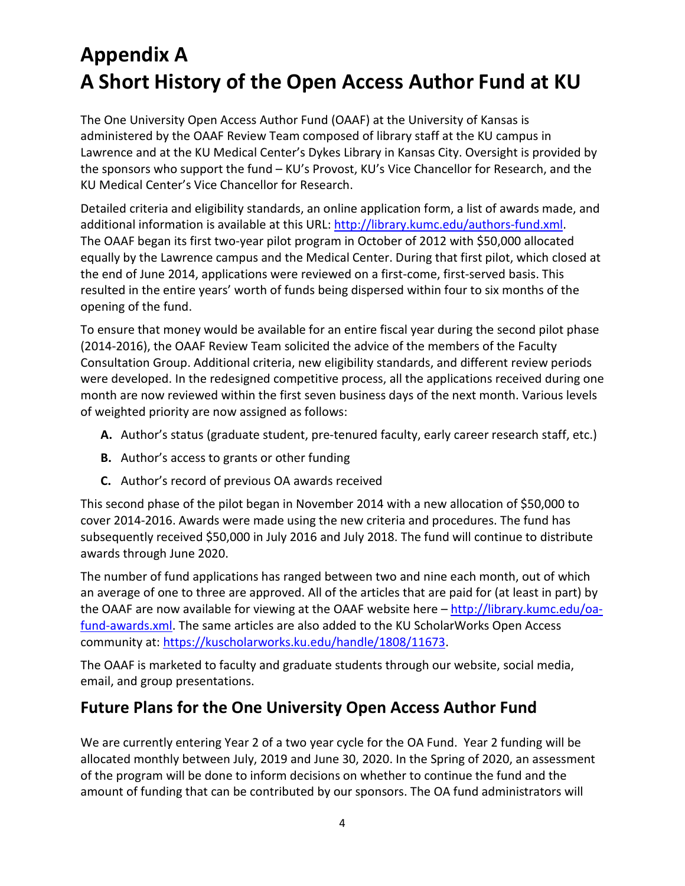# Appendix A
# A Short History of the Open Access Author Fund at KU

The One University Open Access Author Fund (OAAF) at the University of Kansas is administered by the OAAF Review Team composed of library staff at the KU campus in Lawrence and at the KU Medical Center's Dykes Library in Kansas City. Oversight is provided by the sponsors who support the fund – KU's Provost, KU's Vice Chancellor for Research, and the KU Medical Center's Vice Chancellor for Research.

Detailed criteria and eligibility standards, an online application form, a list of awards made, and additional information is available at this URL: [http://library.kumc.edu/authors-fund.xml](http://library.kumc.edu/authors-fund.xml). The OAAF began its first two-year pilot program in October of 2012 with $50,000 allocated equally by the Lawrence campus and the Medical Center. During that first pilot, which closed at the end of June 2014, applications were reviewed on a first-come, first-served basis. This resulted in the entire years' worth of funds being dispersed within four to six months of the opening of the fund.

To ensure that money would be available for an entire fiscal year during the second pilot phase (2014-2016), the OAAF Review Team solicited the advice of the members of the Faculty Consultation Group. Additional criteria, new eligibility standards, and different review periods were developed. In the redesigned competitive process, all the applications received during one month are now reviewed within the first seven business days of the next month. Various levels of weighted priority are now assigned as follows:

- **A.** Author's status (graduate student, pre-tenured faculty, early career research staff, etc.)
- **B.** Author's access to grants or other funding
- **C.** Author's record of previous OA awards received

This second phase of the pilot began in November 2014 with a new allocation of $50,000 to cover 2014-2016. Awards were made using the new criteria and procedures. The fund has subsequently received $50,000 in July 2016 and July 2018. The fund will continue to distribute awards through June 2020.

The number of fund applications has ranged between two and nine each month, out of which an average of one to three are approved. All of the articles that are paid for (at least in part) by the OAAF are now available for viewing at the OAAF website here – [http://library.kumc.edu/oa-fund-awards.xml](http://library.kumc.edu/oa-fund-awards.xml). The same articles are also added to the KU ScholarWorks Open Access community at: [https://kuscholarworks.ku.edu/handle/1808/11673](https://kuscholarworks.ku.edu/handle/1808/11673).

The OAAF is marketed to faculty and graduate students through our website, social media, email, and group presentations.

## Future Plans for the One University Open Access Author Fund

We are currently entering Year 2 of a two year cycle for the OA Fund. Year 2 funding will be allocated monthly between July, 2019 and June 30, 2020. In the Spring of 2020, an assessment of the program will be done to inform decisions on whether to continue the fund and the amount of funding that can be contributed by our sponsors. The OA fund administrators will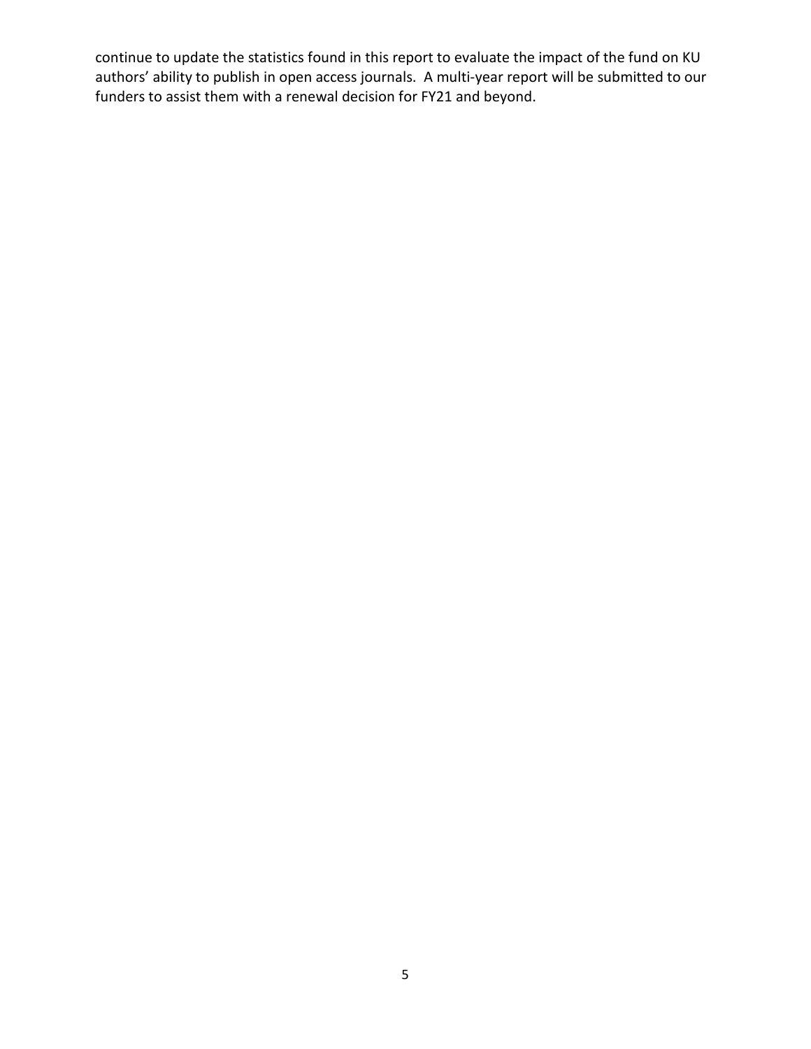continue to update the statistics found in this report to evaluate the impact of the fund on KU authors' ability to publish in open access journals. A multi-year report will be submitted to our funders to assist them with a renewal decision for FY21 and beyond.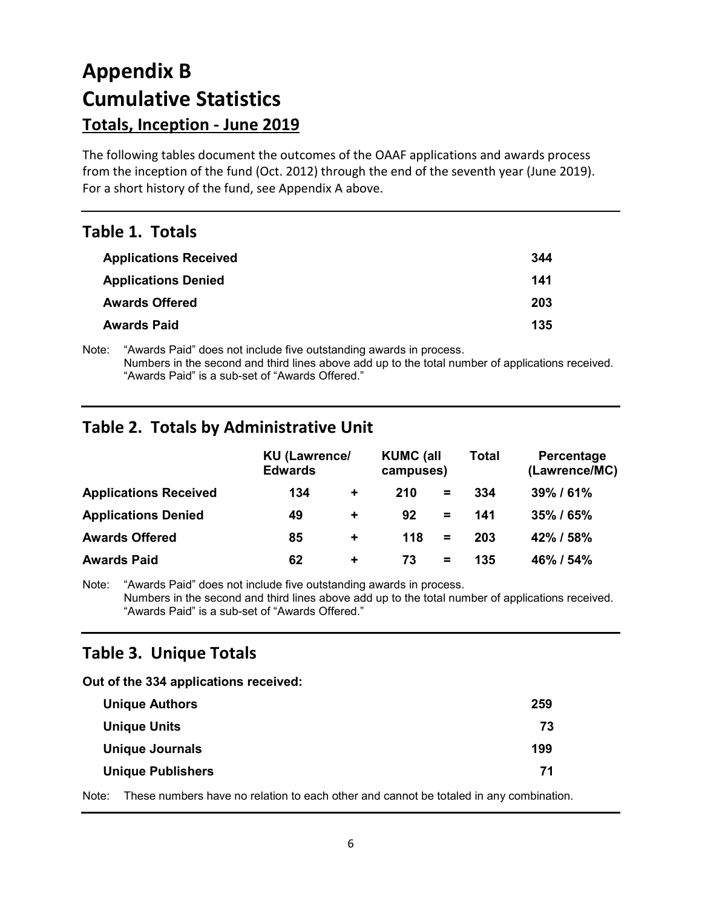# Appendix B

# Cumulative Statistics

## Totals, Inception - June 2019

The following tables document the outcomes of the OAAF applications and awards process from the inception of the fund (Oct. 2012) through the end of the seventh year (June 2019). For a short history of the fund, see Appendix A above.

## Table 1. Totals

| | |
|---|---|
| **Applications Received** | **344** |
| **Applications Denied** | **141** |
| **Awards Offered** | **203** |
| **Awards Paid** | **135** |

Note: "Awards Paid" does not include five outstanding awards in process.
Numbers in the second and third lines above add up to the total number of applications received.
"Awards Paid" is a sub-set of "Awards Offered."

## Table 2. Totals by Administrative Unit

| | KU (Lawrence/ Edwards | | KUMC (all campuses) | | Total | Percentage (Lawrence/MC) |
|---|---|---|---|---|---|---|
| **Applications Received** | **134** | **+** | **210** | **=** | **334** | **39% / 61%** |
| **Applications Denied** | **49** | **+** | **92** | **=** | **141** | **35% / 65%** |
| **Awards Offered** | **85** | **+** | **118** | **=** | **203** | **42% / 58%** |
| **Awards Paid** | **62** | **+** | **73** | **=** | **135** | **46% / 54%** |

Note: "Awards Paid" does not include five outstanding awards in process.
Numbers in the second and third lines above add up to the total number of applications received.
"Awards Paid" is a sub-set of "Awards Offered."

## Table 3. Unique Totals

**Out of the 334 applications received:**

| | |
|---|---|
| **Unique Authors** | **259** |
| **Unique Units** | **73** |
| **Unique Journals** | **199** |
| **Unique Publishers** | **71** |

Note: These numbers have no relation to each other and cannot be totaled in any combination.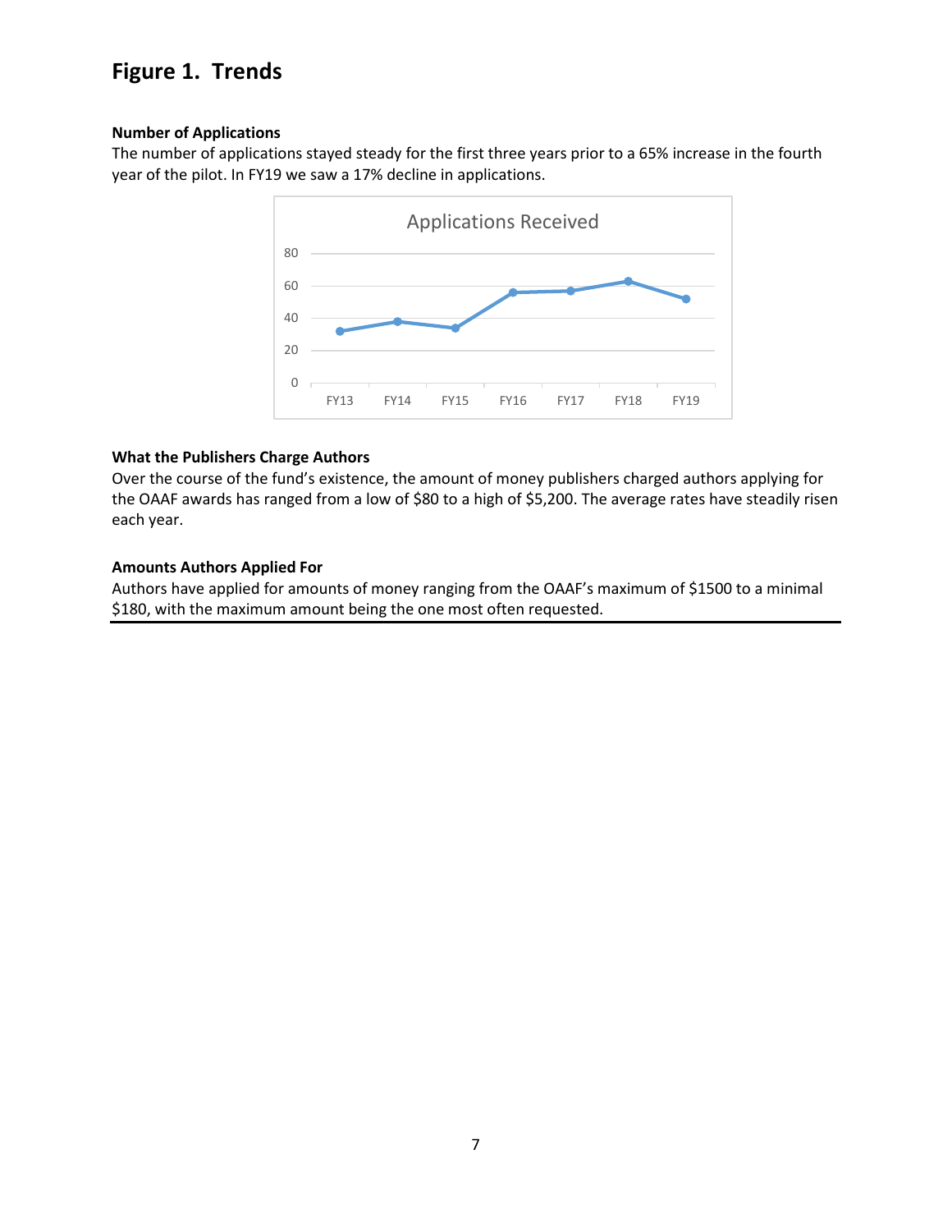## Figure 1. Trends

**Number of Applications**

The number of applications stayed steady for the first three years prior to a 65% increase in the fourth year of the pilot. In FY19 we saw a 17% decline in applications.

**What the Publishers Charge Authors**

Over the course of the fund's existence, the amount of money publishers charged authors applying for the OAAF awards has ranged from a low of $80 to a high of $5,200. The average rates have steadily risen each year.

**Amounts Authors Applied For**

Authors have applied for amounts of money ranging from the OAAF's maximum of $1500 to a minimal $180, with the maximum amount being the one most often requested.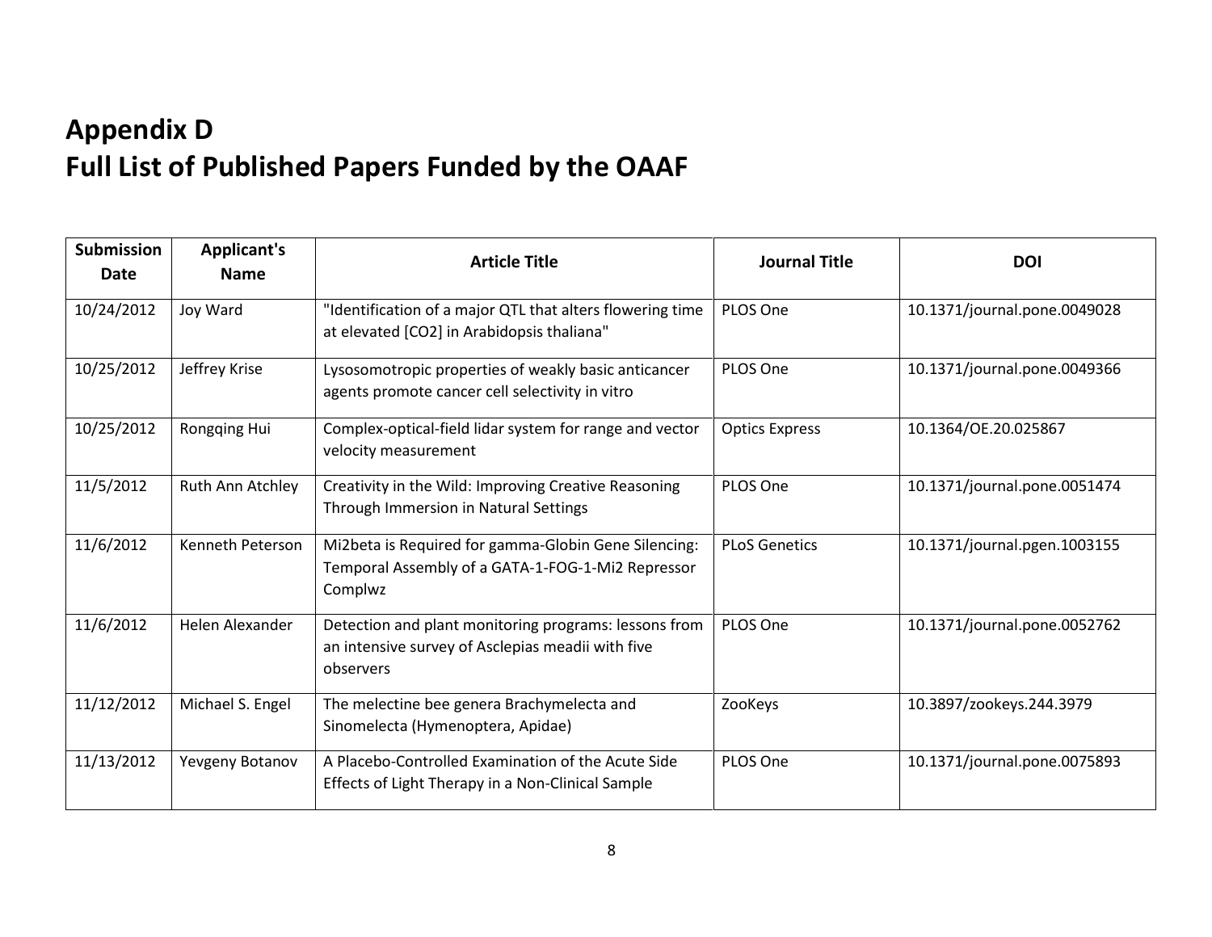# Appendix D
# Full List of Published Papers Funded by the OAAF

| Submission Date | Applicant's Name | Article Title | Journal Title | DOI |
|---|---|---|---|---|
| 10/24/2012 | Joy Ward | "Identification of a major QTL that alters flowering time at elevated [CO2] in Arabidopsis thaliana" | PLOS One | 10.1371/journal.pone.0049028 |
| 10/25/2012 | Jeffrey Krise | Lysosomotropic properties of weakly basic anticancer agents promote cancer cell selectivity in vitro | PLOS One | 10.1371/journal.pone.0049366 |
| 10/25/2012 | Rongqing Hui | Complex-optical-field lidar system for range and vector velocity measurement | Optics Express | 10.1364/OE.20.025867 |
| 11/5/2012 | Ruth Ann Atchley | Creativity in the Wild: Improving Creative Reasoning Through Immersion in Natural Settings | PLOS One | 10.1371/journal.pone.0051474 |
| 11/6/2012 | Kenneth Peterson | Mi2beta is Required for gamma-Globin Gene Silencing: Temporal Assembly of a GATA-1-FOG-1-Mi2 Repressor Complwz | PLoS Genetics | 10.1371/journal.pgen.1003155 |
| 11/6/2012 | Helen Alexander | Detection and plant monitoring programs: lessons from an intensive survey of Asclepias meadii with five observers | PLOS One | 10.1371/journal.pone.0052762 |
| 11/12/2012 | Michael S. Engel | The melectine bee genera Brachymelecta and Sinomelecta (Hymenoptera, Apidae) | ZooKeys | 10.3897/zookeys.244.3979 |
| 11/13/2012 | Yevgeny Botanov | A Placebo-Controlled Examination of the Acute Side Effects of Light Therapy in a Non-Clinical Sample | PLOS One | 10.1371/journal.pone.0075893 |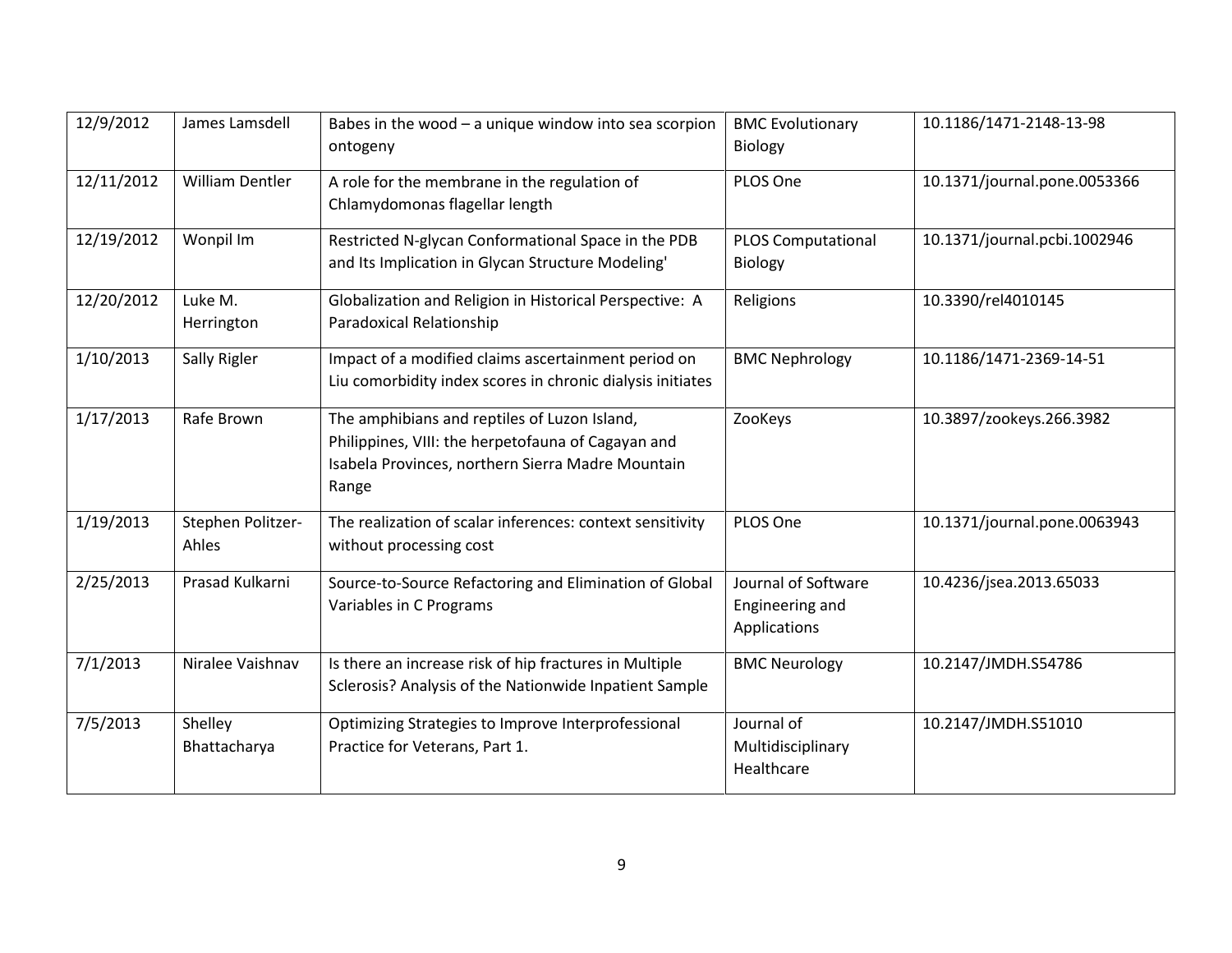| | | | | |
|---|---|---|---|---|
| 12/9/2012 | James Lamsdell | Babes in the wood – a unique window into sea scorpion ontogeny | BMC Evolutionary Biology | 10.1186/1471-2148-13-98 |
| 12/11/2012 | William Dentler | A role for the membrane in the regulation of Chlamydomonas flagellar length | PLOS One | 10.1371/journal.pone.0053366 |
| 12/19/2012 | Wonpil Im | Restricted N-glycan Conformational Space in the PDB and Its Implication in Glycan Structure Modeling' | PLOS Computational Biology | 10.1371/journal.pcbi.1002946 |
| 12/20/2012 | Luke M. Herrington | Globalization and Religion in Historical Perspective: A Paradoxical Relationship | Religions | 10.3390/rel4010145 |
| 1/10/2013 | Sally Rigler | Impact of a modified claims ascertainment period on Liu comorbidity index scores in chronic dialysis initiates | BMC Nephrology | 10.1186/1471-2369-14-51 |
| 1/17/2013 | Rafe Brown | The amphibians and reptiles of Luzon Island, Philippines, VIII: the herpetofauna of Cagayan and Isabela Provinces, northern Sierra Madre Mountain Range | ZooKeys | 10.3897/zookeys.266.3982 |
| 1/19/2013 | Stephen Politzer-Ahles | The realization of scalar inferences: context sensitivity without processing cost | PLOS One | 10.1371/journal.pone.0063943 |
| 2/25/2013 | Prasad Kulkarni | Source-to-Source Refactoring and Elimination of Global Variables in C Programs | Journal of Software Engineering and Applications | 10.4236/jsea.2013.65033 |
| 7/1/2013 | Niralee Vaishnav | Is there an increase risk of hip fractures in Multiple Sclerosis? Analysis of the Nationwide Inpatient Sample | BMC Neurology | 10.2147/JMDH.S54786 |
| 7/5/2013 | Shelley Bhattacharya | Optimizing Strategies to Improve Interprofessional Practice for Veterans, Part 1. | Journal of Multidisciplinary Healthcare | 10.2147/JMDH.S51010 |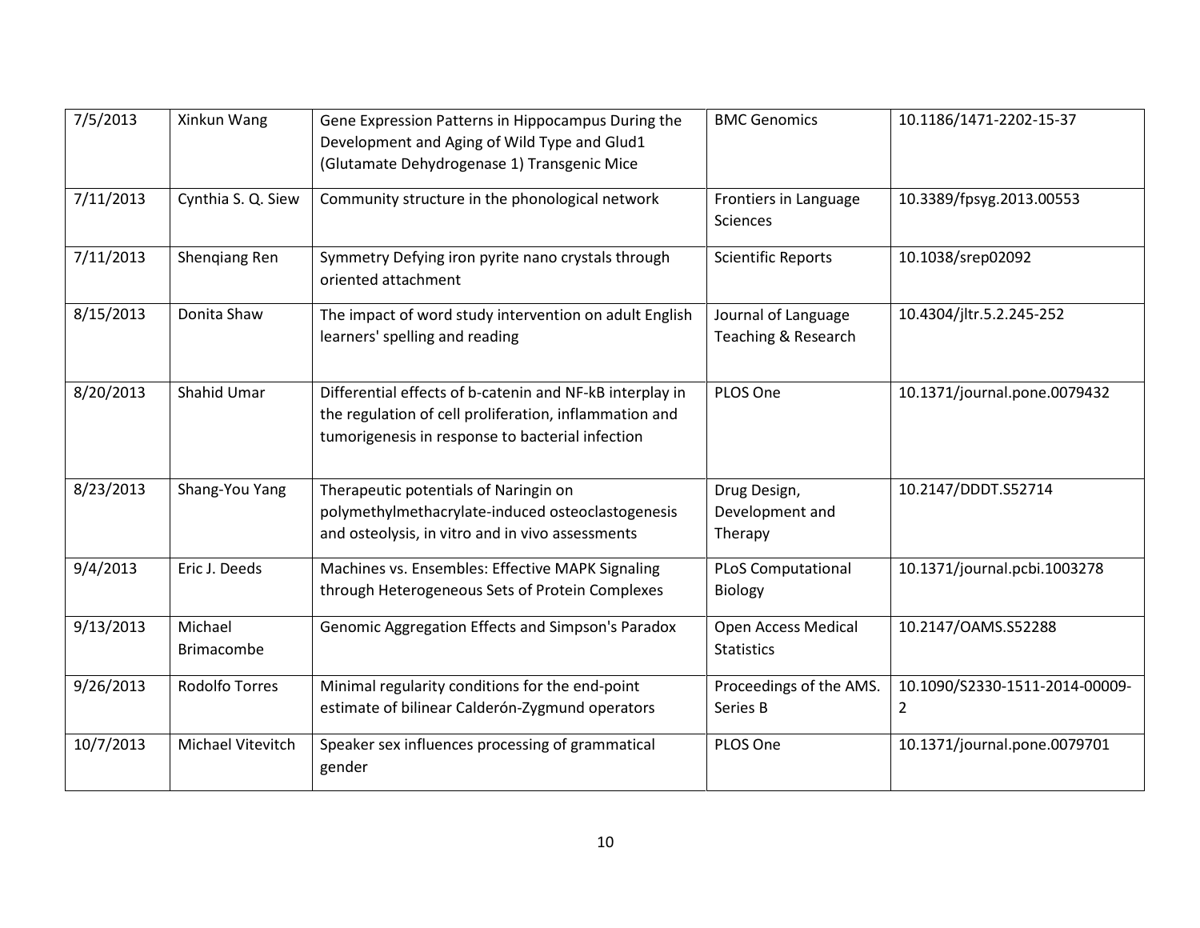| 7/5/2013 | Xinkun Wang | Gene Expression Patterns in Hippocampus During the Development and Aging of Wild Type and Glud1 (Glutamate Dehydrogenase 1) Transgenic Mice | BMC Genomics | 10.1186/1471-2202-15-37 |
|---|---|---|---|---|
| 7/11/2013 | Cynthia S. Q. Siew | Community structure in the phonological network | Frontiers in Language Sciences | 10.3389/fpsyg.2013.00553 |
| 7/11/2013 | Shenqiang Ren | Symmetry Defying iron pyrite nano crystals through oriented attachment | Scientific Reports | 10.1038/srep02092 |
| 8/15/2013 | Donita Shaw | The impact of word study intervention on adult English learners' spelling and reading | Journal of Language Teaching & Research | 10.4304/jltr.5.2.245-252 |
| 8/20/2013 | Shahid Umar | Differential effects of b-catenin and NF-kB interplay in the regulation of cell proliferation, inflammation and tumorigenesis in response to bacterial infection | PLOS One | 10.1371/journal.pone.0079432 |
| 8/23/2013 | Shang-You Yang | Therapeutic potentials of Naringin on polymethylmethacrylate-induced osteoclastogenesis and osteolysis, in vitro and in vivo assessments | Drug Design, Development and Therapy | 10.2147/DDDT.S52714 |
| 9/4/2013 | Eric J. Deeds | Machines vs. Ensembles: Effective MAPK Signaling through Heterogeneous Sets of Protein Complexes | PLoS Computational Biology | 10.1371/journal.pcbi.1003278 |
| 9/13/2013 | Michael Brimacombe | Genomic Aggregation Effects and Simpson's Paradox | Open Access Medical Statistics | 10.2147/OAMS.S52288 |
| 9/26/2013 | Rodolfo Torres | Minimal regularity conditions for the end-point estimate of bilinear Calderón-Zygmund operators | Proceedings of the AMS. Series B | 10.1090/S2330-1511-2014-00009-2 |
| 10/7/2013 | Michael Vitevitch | Speaker sex influences processing of grammatical gender | PLOS One | 10.1371/journal.pone.0079701 |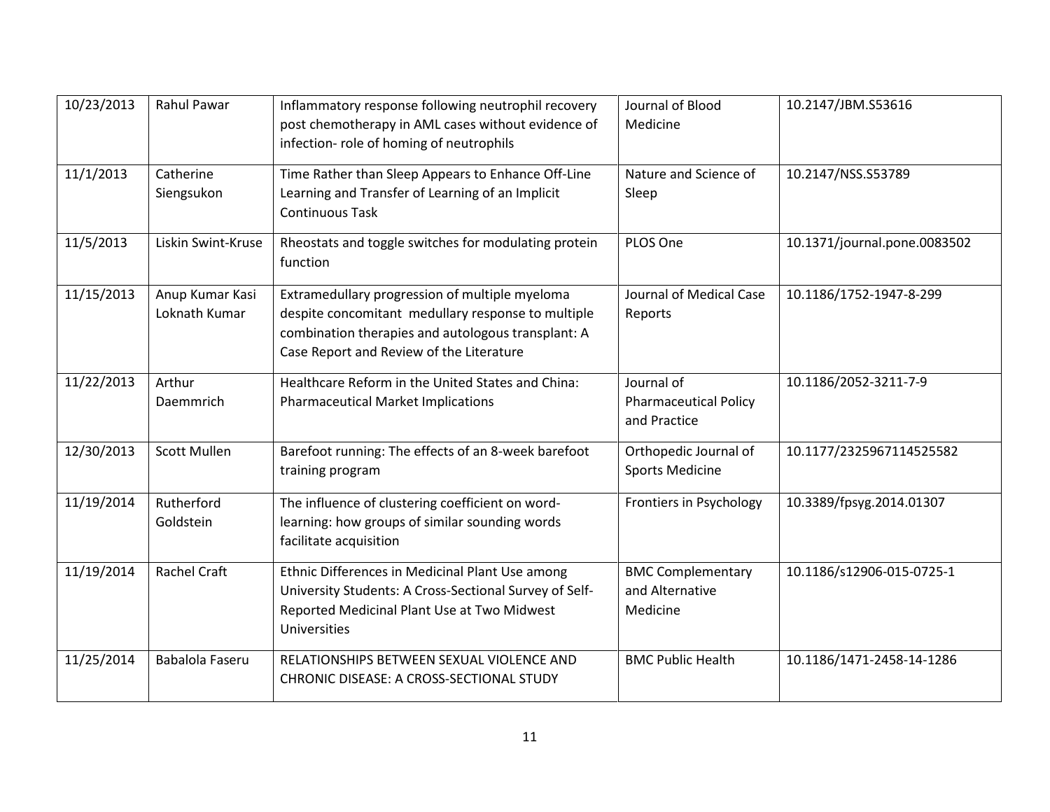| 10/23/2013 | Rahul Pawar | Inflammatory response following neutrophil recovery post chemotherapy in AML cases without evidence of infection- role of homing of neutrophils | Journal of Blood Medicine | 10.2147/JBM.S53616 |
|---|---|---|---|---|
| 11/1/2013 | Catherine Siengsukon | Time Rather than Sleep Appears to Enhance Off-Line Learning and Transfer of Learning of an Implicit Continuous Task | Nature and Science of Sleep | 10.2147/NSS.S53789 |
| 11/5/2013 | Liskin Swint-Kruse | Rheostats and toggle switches for modulating protein function | PLOS One | 10.1371/journal.pone.0083502 |
| 11/15/2013 | Anup Kumar Kasi Loknath Kumar | Extramedullary progression of multiple myeloma despite concomitant medullary response to multiple combination therapies and autologous transplant: A Case Report and Review of the Literature | Journal of Medical Case Reports | 10.1186/1752-1947-8-299 |
| 11/22/2013 | Arthur Daemmrich | Healthcare Reform in the United States and China: Pharmaceutical Market Implications | Journal of Pharmaceutical Policy and Practice | 10.1186/2052-3211-7-9 |
| 12/30/2013 | Scott Mullen | Barefoot running: The effects of an 8-week barefoot training program | Orthopedic Journal of Sports Medicine | 10.1177/2325967114525582 |
| 11/19/2014 | Rutherford Goldstein | The influence of clustering coefficient on word-learning: how groups of similar sounding words facilitate acquisition | Frontiers in Psychology | 10.3389/fpsyg.2014.01307 |
| 11/19/2014 | Rachel Craft | Ethnic Differences in Medicinal Plant Use among University Students: A Cross-Sectional Survey of Self-Reported Medicinal Plant Use at Two Midwest Universities | BMC Complementary and Alternative Medicine | 10.1186/s12906-015-0725-1 |
| 11/25/2014 | Babalola Faseru | RELATIONSHIPS BETWEEN SEXUAL VIOLENCE AND CHRONIC DISEASE: A CROSS-SECTIONAL STUDY | BMC Public Health | 10.1186/1471-2458-14-1286 |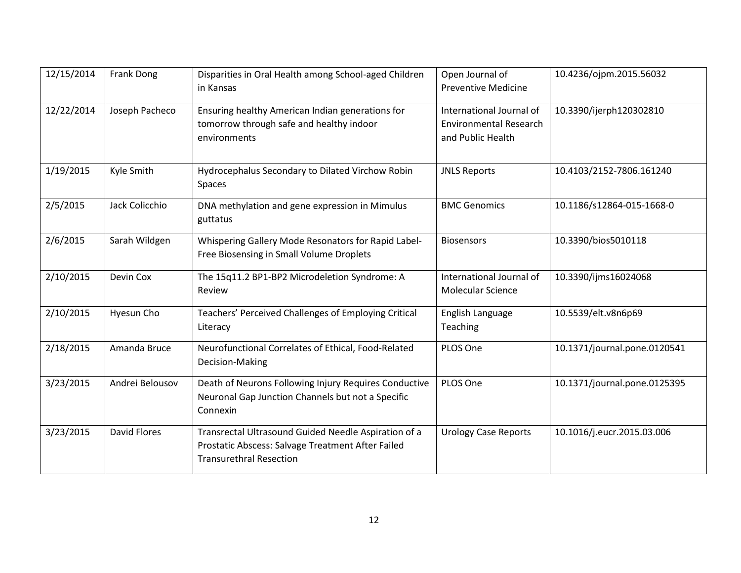| 12/15/2014 | Frank Dong | Disparities in Oral Health among School-aged Children in Kansas | Open Journal of Preventive Medicine | 10.4236/ojpm.2015.56032 |
|---|---|---|---|---|
| 12/22/2014 | Joseph Pacheco | Ensuring healthy American Indian generations for tomorrow through safe and healthy indoor environments | International Journal of Environmental Research and Public Health | 10.3390/ijerph120302810 |
| 1/19/2015 | Kyle Smith | Hydrocephalus Secondary to Dilated Virchow Robin Spaces | JNLS Reports | 10.4103/2152-7806.161240 |
| 2/5/2015 | Jack Colicchio | DNA methylation and gene expression in Mimulus guttatus | BMC Genomics | 10.1186/s12864-015-1668-0 |
| 2/6/2015 | Sarah Wildgen | Whispering Gallery Mode Resonators for Rapid Label-Free Biosensing in Small Volume Droplets | Biosensors | 10.3390/bios5010118 |
| 2/10/2015 | Devin Cox | The 15q11.2 BP1-BP2 Microdeletion Syndrome: A Review | International Journal of Molecular Science | 10.3390/ijms16024068 |
| 2/10/2015 | Hyesun Cho | Teachers' Perceived Challenges of Employing Critical Literacy | English Language Teaching | 10.5539/elt.v8n6p69 |
| 2/18/2015 | Amanda Bruce | Neurofunctional Correlates of Ethical, Food-Related Decision-Making | PLOS One | 10.1371/journal.pone.0120541 |
| 3/23/2015 | Andrei Belousov | Death of Neurons Following Injury Requires Conductive Neuronal Gap Junction Channels but not a Specific Connexin | PLOS One | 10.1371/journal.pone.0125395 |
| 3/23/2015 | David Flores | Transrectal Ultrasound Guided Needle Aspiration of a Prostatic Abscess: Salvage Treatment After Failed Transurethral Resection | Urology Case Reports | 10.1016/j.eucr.2015.03.006 |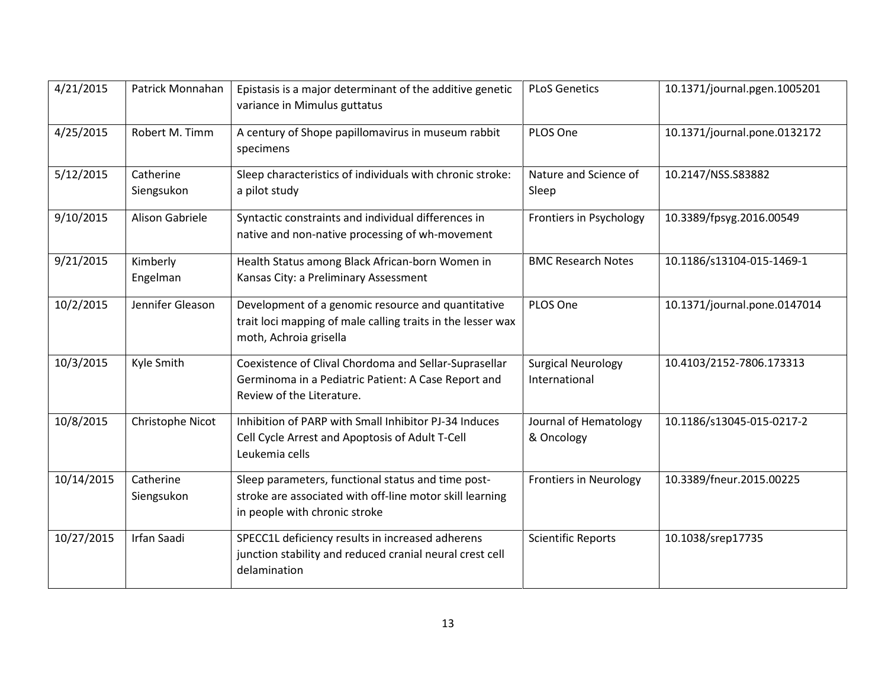| | | | | |
|---|---|---|---|---|
| 4/21/2015 | Patrick Monnahan | Epistasis is a major determinant of the additive genetic variance in Mimulus guttatus | PLoS Genetics | 10.1371/journal.pgen.1005201 |
| 4/25/2015 | Robert M. Timm | A century of Shope papillomavirus in museum rabbit specimens | PLOS One | 10.1371/journal.pone.0132172 |
| 5/12/2015 | Catherine Siengsukon | Sleep characteristics of individuals with chronic stroke: a pilot study | Nature and Science of Sleep | 10.2147/NSS.S83882 |
| 9/10/2015 | Alison Gabriele | Syntactic constraints and individual differences in native and non-native processing of wh-movement | Frontiers in Psychology | 10.3389/fpsyg.2016.00549 |
| 9/21/2015 | Kimberly Engelman | Health Status among Black African-born Women in Kansas City: a Preliminary Assessment | BMC Research Notes | 10.1186/s13104-015-1469-1 |
| 10/2/2015 | Jennifer Gleason | Development of a genomic resource and quantitative trait loci mapping of male calling traits in the lesser wax moth, Achroia grisella | PLOS One | 10.1371/journal.pone.0147014 |
| 10/3/2015 | Kyle Smith | Coexistence of Clival Chordoma and Sellar-Suprasellar Germinoma in a Pediatric Patient: A Case Report and Review of the Literature. | Surgical Neurology International | 10.4103/2152-7806.173313 |
| 10/8/2015 | Christophe Nicot | Inhibition of PARP with Small Inhibitor PJ-34 Induces Cell Cycle Arrest and Apoptosis of Adult T-Cell Leukemia cells | Journal of Hematology & Oncology | 10.1186/s13045-015-0217-2 |
| 10/14/2015 | Catherine Siengsukon | Sleep parameters, functional status and time post-stroke are associated with off-line motor skill learning in people with chronic stroke | Frontiers in Neurology | 10.3389/fneur.2015.00225 |
| 10/27/2015 | Irfan Saadi | SPECC1L deficiency results in increased adherens junction stability and reduced cranial neural crest cell delamination | Scientific Reports | 10.1038/srep17735 |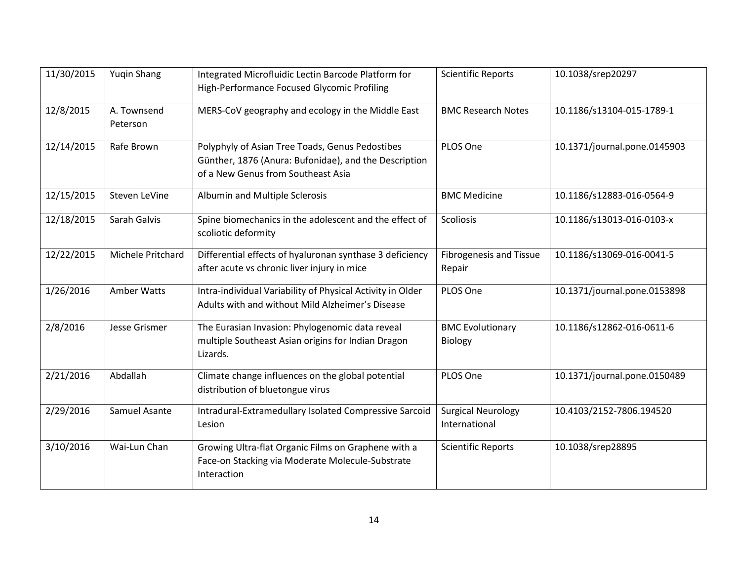| 11/30/2015 | Yuqin Shang | Integrated Microfluidic Lectin Barcode Platform for High-Performance Focused Glycomic Profiling | Scientific Reports | 10.1038/srep20297 |
|---|---|---|---|---|
| 12/8/2015 | A. Townsend Peterson | MERS-CoV geography and ecology in the Middle East | BMC Research Notes | 10.1186/s13104-015-1789-1 |
| 12/14/2015 | Rafe Brown | Polyphyly of Asian Tree Toads, Genus Pedostibes Günther, 1876 (Anura: Bufonidae), and the Description of a New Genus from Southeast Asia | PLOS One | 10.1371/journal.pone.0145903 |
| 12/15/2015 | Steven LeVine | Albumin and Multiple Sclerosis | BMC Medicine | 10.1186/s12883-016-0564-9 |
| 12/18/2015 | Sarah Galvis | Spine biomechanics in the adolescent and the effect of scoliotic deformity | Scoliosis | 10.1186/s13013-016-0103-x |
| 12/22/2015 | Michele Pritchard | Differential effects of hyaluronan synthase 3 deficiency after acute vs chronic liver injury in mice | Fibrogenesis and Tissue Repair | 10.1186/s13069-016-0041-5 |
| 1/26/2016 | Amber Watts | Intra-individual Variability of Physical Activity in Older Adults with and without Mild Alzheimer's Disease | PLOS One | 10.1371/journal.pone.0153898 |
| 2/8/2016 | Jesse Grismer | The Eurasian Invasion: Phylogenomic data reveal multiple Southeast Asian origins for Indian Dragon Lizards. | BMC Evolutionary Biology | 10.1186/s12862-016-0611-6 |
| 2/21/2016 | Abdallah | Climate change influences on the global potential distribution of bluetongue virus | PLOS One | 10.1371/journal.pone.0150489 |
| 2/29/2016 | Samuel Asante | Intradural-Extramedullary Isolated Compressive Sarcoid Lesion | Surgical Neurology International | 10.4103/2152-7806.194520 |
| 3/10/2016 | Wai-Lun Chan | Growing Ultra-flat Organic Films on Graphene with a Face-on Stacking via Moderate Molecule-Substrate Interaction | Scientific Reports | 10.1038/srep28895 |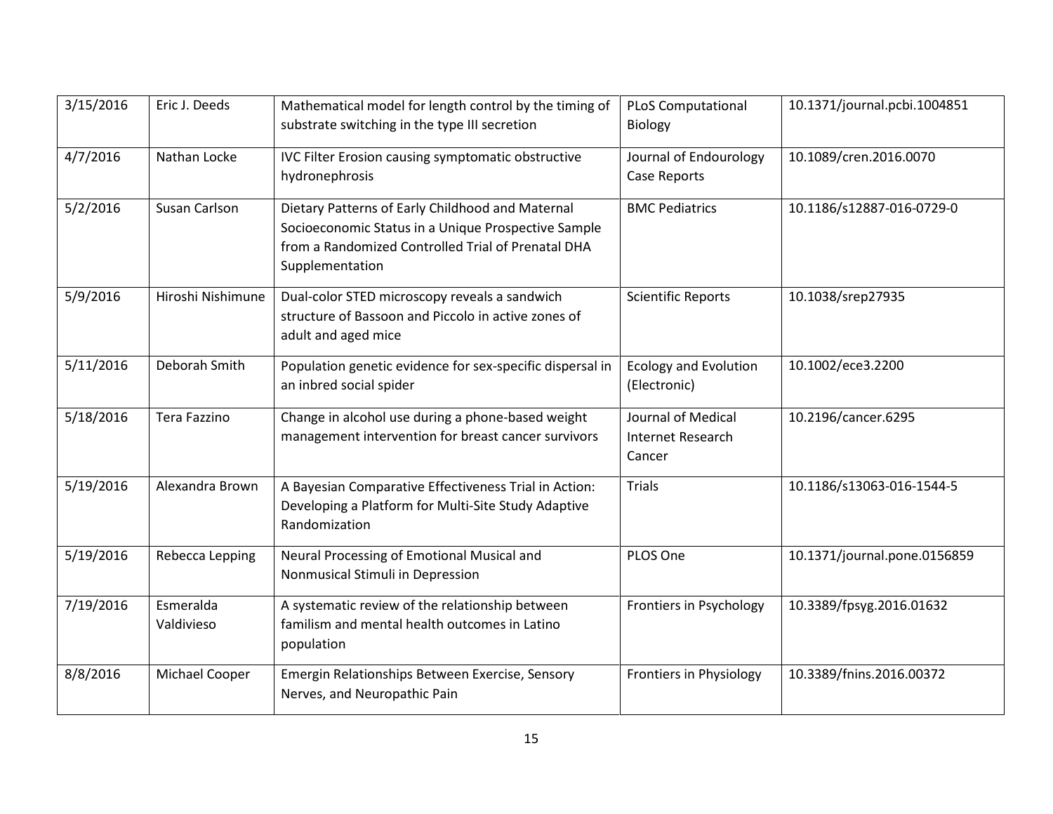| 3/15/2016 | Eric J. Deeds | Mathematical model for length control by the timing of substrate switching in the type III secretion | PLoS Computational Biology | 10.1371/journal.pcbi.1004851 |
|---|---|---|---|---|
| 4/7/2016 | Nathan Locke | IVC Filter Erosion causing symptomatic obstructive hydronephrosis | Journal of Endourology Case Reports | 10.1089/cren.2016.0070 |
| 5/2/2016 | Susan Carlson | Dietary Patterns of Early Childhood and Maternal Socioeconomic Status in a Unique Prospective Sample from a Randomized Controlled Trial of Prenatal DHA Supplementation | BMC Pediatrics | 10.1186/s12887-016-0729-0 |
| 5/9/2016 | Hiroshi Nishimune | Dual-color STED microscopy reveals a sandwich structure of Bassoon and Piccolo in active zones of adult and aged mice | Scientific Reports | 10.1038/srep27935 |
| 5/11/2016 | Deborah Smith | Population genetic evidence for sex-specific dispersal in an inbred social spider | Ecology and Evolution (Electronic) | 10.1002/ece3.2200 |
| 5/18/2016 | Tera Fazzino | Change in alcohol use during a phone-based weight management intervention for breast cancer survivors | Journal of Medical Internet Research Cancer | 10.2196/cancer.6295 |
| 5/19/2016 | Alexandra Brown | A Bayesian Comparative Effectiveness Trial in Action: Developing a Platform for Multi-Site Study Adaptive Randomization | Trials | 10.1186/s13063-016-1544-5 |
| 5/19/2016 | Rebecca Lepping | Neural Processing of Emotional Musical and Nonmusical Stimuli in Depression | PLOS One | 10.1371/journal.pone.0156859 |
| 7/19/2016 | Esmeralda Valdivieso | A systematic review of the relationship between familism and mental health outcomes in Latino population | Frontiers in Psychology | 10.3389/fpsyg.2016.01632 |
| 8/8/2016 | Michael Cooper | Emergin Relationships Between Exercise, Sensory Nerves, and Neuropathic Pain | Frontiers in Physiology | 10.3389/fnins.2016.00372 |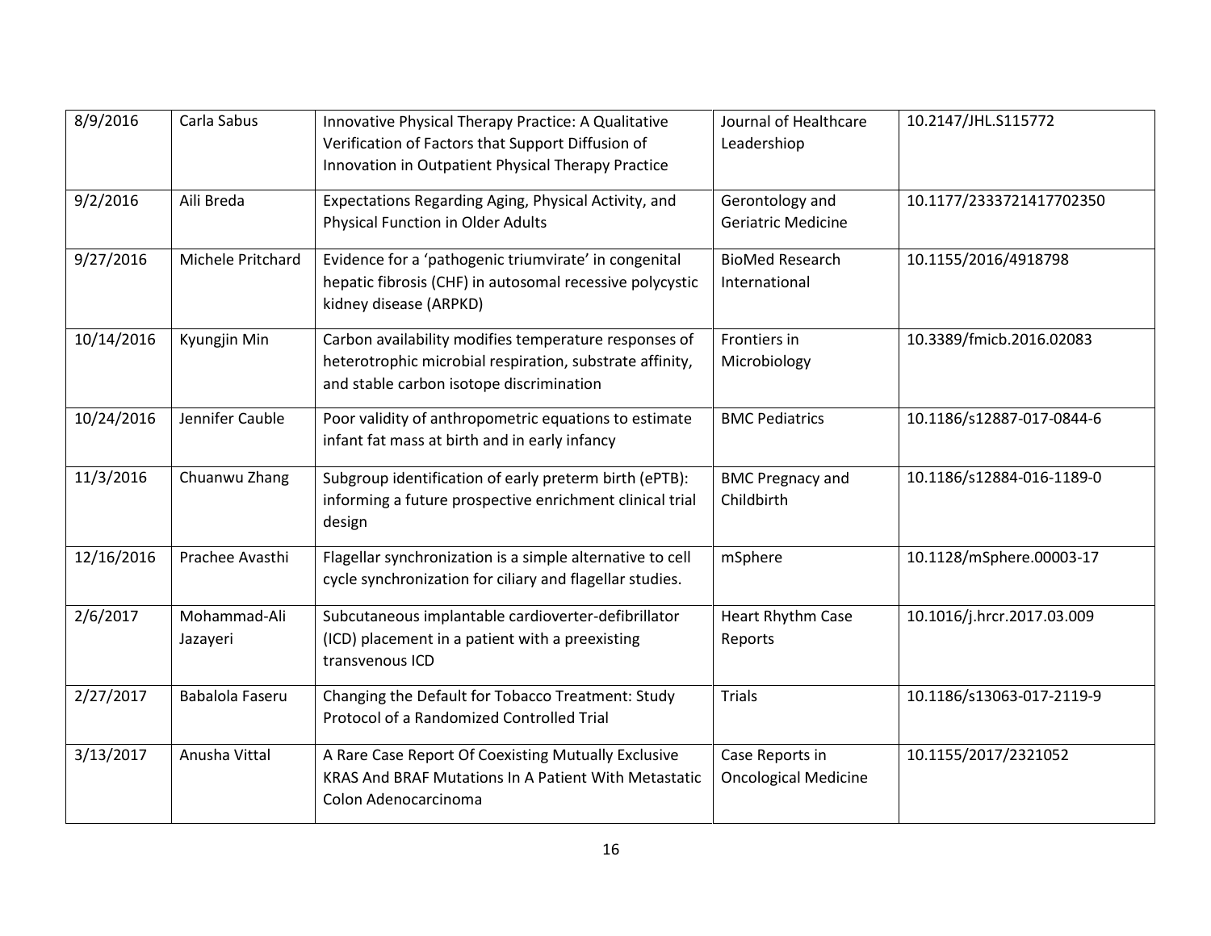| 8/9/2016 | Carla Sabus | Innovative Physical Therapy Practice: A Qualitative Verification of Factors that Support Diffusion of Innovation in Outpatient Physical Therapy Practice | Journal of Healthcare Leadershiop | 10.2147/JHL.S115772 |
|---|---|---|---|---|
| 9/2/2016 | Aili Breda | Expectations Regarding Aging, Physical Activity, and Physical Function in Older Adults | Gerontology and Geriatric Medicine | 10.1177/2333721417702350 |
| 9/27/2016 | Michele Pritchard | Evidence for a 'pathogenic triumvirate' in congenital hepatic fibrosis (CHF) in autosomal recessive polycystic kidney disease (ARPKD) | BioMed Research International | 10.1155/2016/4918798 |
| 10/14/2016 | Kyungjin Min | Carbon availability modifies temperature responses of heterotrophic microbial respiration, substrate affinity, and stable carbon isotope discrimination | Frontiers in Microbiology | 10.3389/fmicb.2016.02083 |
| 10/24/2016 | Jennifer Cauble | Poor validity of anthropometric equations to estimate infant fat mass at birth and in early infancy | BMC Pediatrics | 10.1186/s12887-017-0844-6 |
| 11/3/2016 | Chuanwu Zhang | Subgroup identification of early preterm birth (ePTB): informing a future prospective enrichment clinical trial design | BMC Pregnacy and Childbirth | 10.1186/s12884-016-1189-0 |
| 12/16/2016 | Prachee Avasthi | Flagellar synchronization is a simple alternative to cell cycle synchronization for ciliary and flagellar studies. | mSphere | 10.1128/mSphere.00003-17 |
| 2/6/2017 | Mohammad-Ali Jazayeri | Subcutaneous implantable cardioverter-defibrillator (ICD) placement in a patient with a preexisting transvenous ICD | Heart Rhythm Case Reports | 10.1016/j.hrcr.2017.03.009 |
| 2/27/2017 | Babalola Faseru | Changing the Default for Tobacco Treatment: Study Protocol of a Randomized Controlled Trial | Trials | 10.1186/s13063-017-2119-9 |
| 3/13/2017 | Anusha Vittal | A Rare Case Report Of Coexisting Mutually Exclusive KRAS And BRAF Mutations In A Patient With Metastatic Colon Adenocarcinoma | Case Reports in Oncological Medicine | 10.1155/2017/2321052 |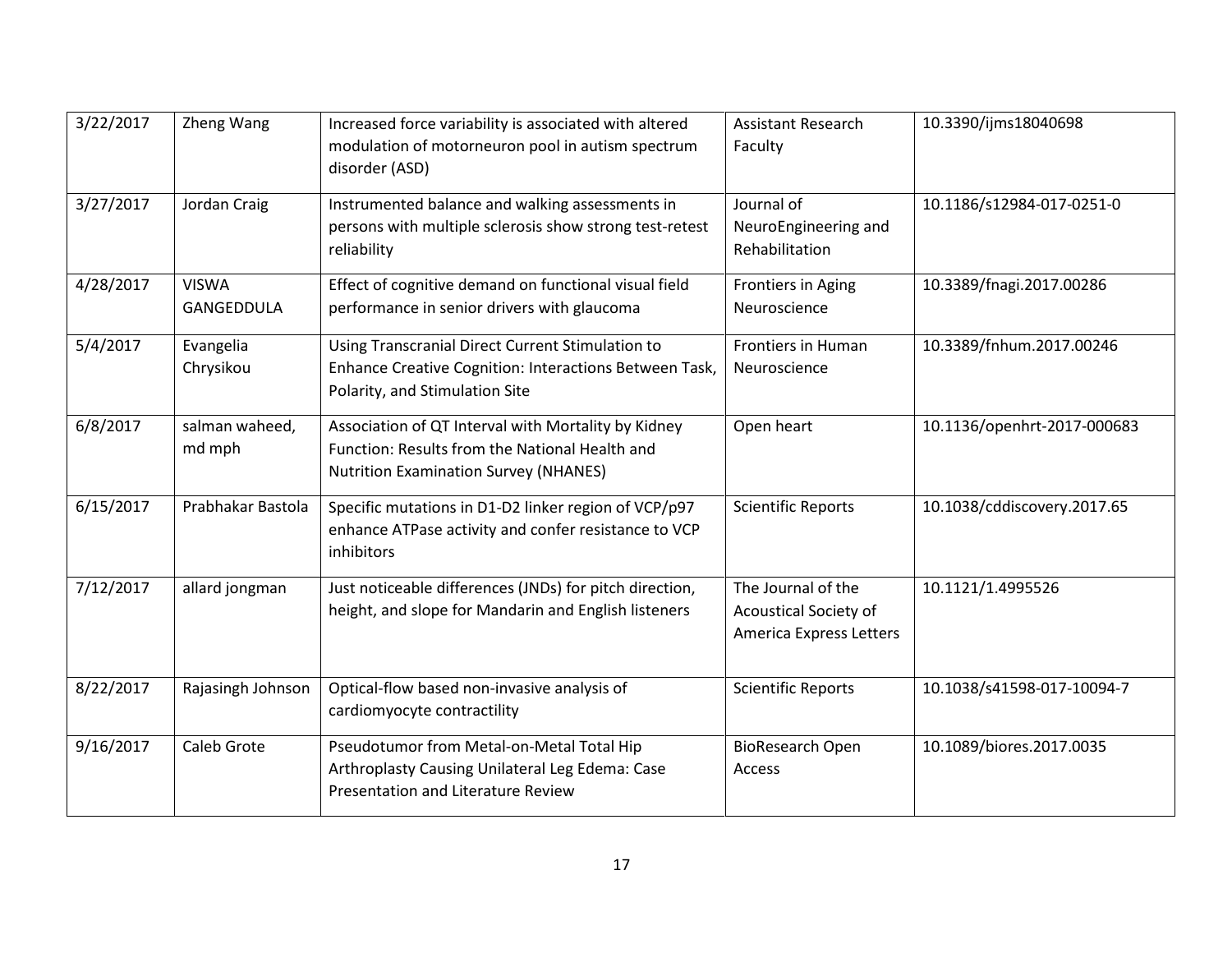| 3/22/2017 | Zheng Wang | Increased force variability is associated with altered modulation of motorneuron pool in autism spectrum disorder (ASD) | Assistant Research Faculty | 10.3390/ijms18040698 |
|---|---|---|---|---|
| 3/27/2017 | Jordan Craig | Instrumented balance and walking assessments in persons with multiple sclerosis show strong test-retest reliability | Journal of NeuroEngineering and Rehabilitation | 10.1186/s12984-017-0251-0 |
| 4/28/2017 | VISWA GANGEDDULA | Effect of cognitive demand on functional visual field performance in senior drivers with glaucoma | Frontiers in Aging Neuroscience | 10.3389/fnagi.2017.00286 |
| 5/4/2017 | Evangelia Chrysikou | Using Transcranial Direct Current Stimulation to Enhance Creative Cognition: Interactions Between Task, Polarity, and Stimulation Site | Frontiers in Human Neuroscience | 10.3389/fnhum.2017.00246 |
| 6/8/2017 | salman waheed, md mph | Association of QT Interval with Mortality by Kidney Function: Results from the National Health and Nutrition Examination Survey (NHANES) | Open heart | 10.1136/openhrt-2017-000683 |
| 6/15/2017 | Prabhakar Bastola | Specific mutations in D1-D2 linker region of VCP/p97 enhance ATPase activity and confer resistance to VCP inhibitors | Scientific Reports | 10.1038/cddiscovery.2017.65 |
| 7/12/2017 | allard jongman | Just noticeable differences (JNDs) for pitch direction, height, and slope for Mandarin and English listeners | The Journal of the Acoustical Society of America Express Letters | 10.1121/1.4995526 |
| 8/22/2017 | Rajasingh Johnson | Optical-flow based non-invasive analysis of cardiomyocyte contractility | Scientific Reports | 10.1038/s41598-017-10094-7 |
| 9/16/2017 | Caleb Grote | Pseudotumor from Metal-on-Metal Total Hip Arthroplasty Causing Unilateral Leg Edema: Case Presentation and Literature Review | BioResearch Open Access | 10.1089/biores.2017.0035 |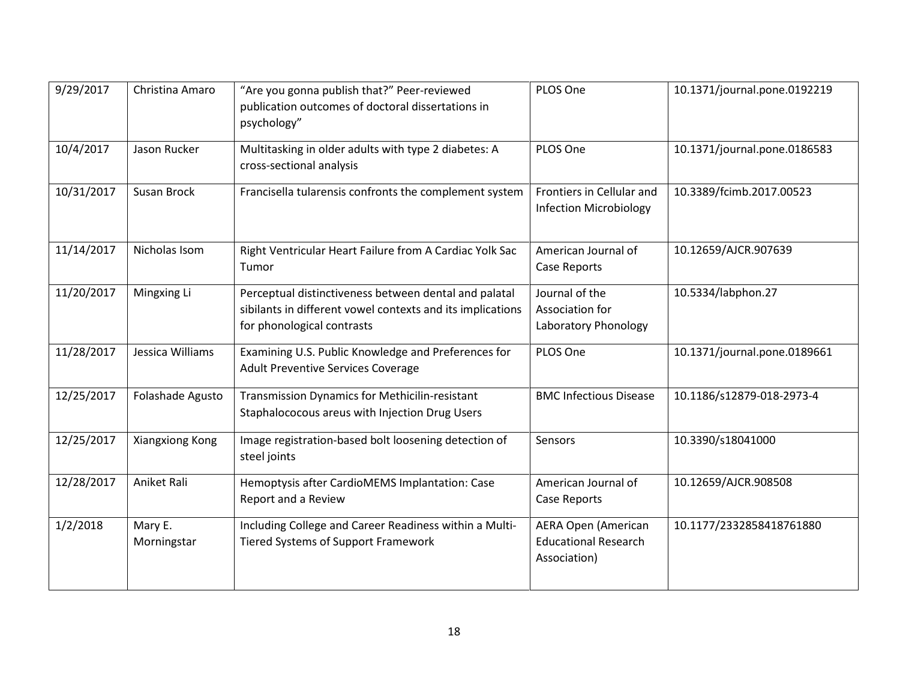| 9/29/2017 | Christina Amaro | "Are you gonna publish that?" Peer-reviewed publication outcomes of doctoral dissertations in psychology" | PLOS One | 10.1371/journal.pone.0192219 |
|---|---|---|---|---|
| 10/4/2017 | Jason Rucker | Multitasking in older adults with type 2 diabetes: A cross-sectional analysis | PLOS One | 10.1371/journal.pone.0186583 |
| 10/31/2017 | Susan Brock | Francisella tularensis confronts the complement system | Frontiers in Cellular and Infection Microbiology | 10.3389/fcimb.2017.00523 |
| 11/14/2017 | Nicholas Isom | Right Ventricular Heart Failure from A Cardiac Yolk Sac Tumor | American Journal of Case Reports | 10.12659/AJCR.907639 |
| 11/20/2017 | Mingxing Li | Perceptual distinctiveness between dental and palatal sibilants in different vowel contexts and its implications for phonological contrasts | Journal of the Association for Laboratory Phonology | 10.5334/labphon.27 |
| 11/28/2017 | Jessica Williams | Examining U.S. Public Knowledge and Preferences for Adult Preventive Services Coverage | PLOS One | 10.1371/journal.pone.0189661 |
| 12/25/2017 | Folashade Agusto | Transmission Dynamics for Methicilin-resistant Staphalococous areus with Injection Drug Users | BMC Infectious Disease | 10.1186/s12879-018-2973-4 |
| 12/25/2017 | Xiangxiong Kong | Image registration-based bolt loosening detection of steel joints | Sensors | 10.3390/s18041000 |
| 12/28/2017 | Aniket Rali | Hemoptysis after CardioMEMS Implantation: Case Report and a Review | American Journal of Case Reports | 10.12659/AJCR.908508 |
| 1/2/2018 | Mary E. Morningstar | Including College and Career Readiness within a Multi-Tiered Systems of Support Framework | AERA Open (American Educational Research Association) | 10.1177/2332858418761880 |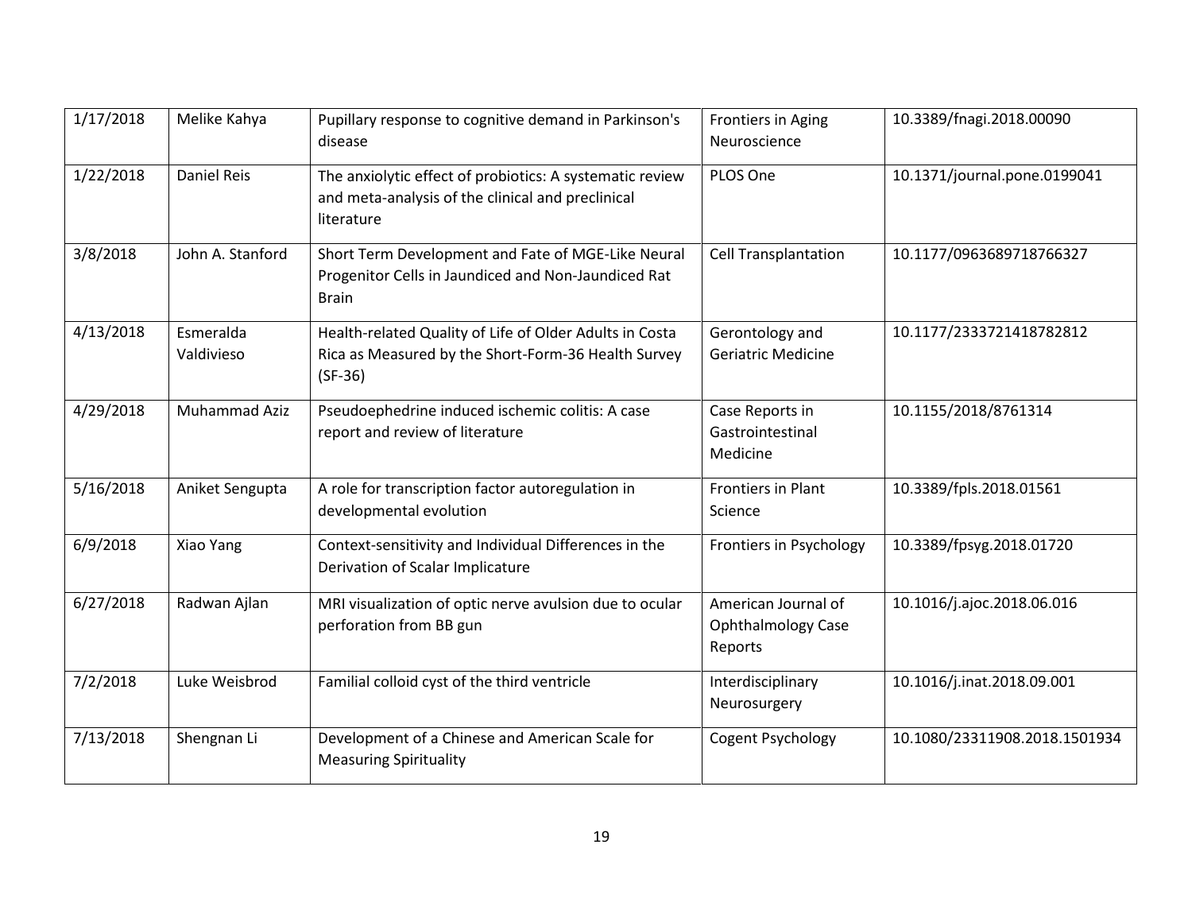| 1/17/2018 | Melike Kahya | Pupillary response to cognitive demand in Parkinson's disease | Frontiers in Aging Neuroscience | 10.3389/fnagi.2018.00090 |
|---|---|---|---|---|
| 1/22/2018 | Daniel Reis | The anxiolytic effect of probiotics: A systematic review and meta-analysis of the clinical and preclinical literature | PLOS One | 10.1371/journal.pone.0199041 |
| 3/8/2018 | John A. Stanford | Short Term Development and Fate of MGE-Like Neural Progenitor Cells in Jaundiced and Non-Jaundiced Rat Brain | Cell Transplantation | 10.1177/0963689718766327 |
| 4/13/2018 | Esmeralda Valdivieso | Health-related Quality of Life of Older Adults in Costa Rica as Measured by the Short-Form-36 Health Survey (SF-36) | Gerontology and Geriatric Medicine | 10.1177/2333721418782812 |
| 4/29/2018 | Muhammad Aziz | Pseudoephedrine induced ischemic colitis: A case report and review of literature | Case Reports in Gastrointestinal Medicine | 10.1155/2018/8761314 |
| 5/16/2018 | Aniket Sengupta | A role for transcription factor autoregulation in developmental evolution | Frontiers in Plant Science | 10.3389/fpls.2018.01561 |
| 6/9/2018 | Xiao Yang | Context-sensitivity and Individual Differences in the Derivation of Scalar Implicature | Frontiers in Psychology | 10.3389/fpsyg.2018.01720 |
| 6/27/2018 | Radwan Ajlan | MRI visualization of optic nerve avulsion due to ocular perforation from BB gun | American Journal of Ophthalmology Case Reports | 10.1016/j.ajoc.2018.06.016 |
| 7/2/2018 | Luke Weisbrod | Familial colloid cyst of the third ventricle | Interdisciplinary Neurosurgery | 10.1016/j.inat.2018.09.001 |
| 7/13/2018 | Shengnan Li | Development of a Chinese and American Scale for Measuring Spirituality | Cogent Psychology | 10.1080/23311908.2018.1501934 |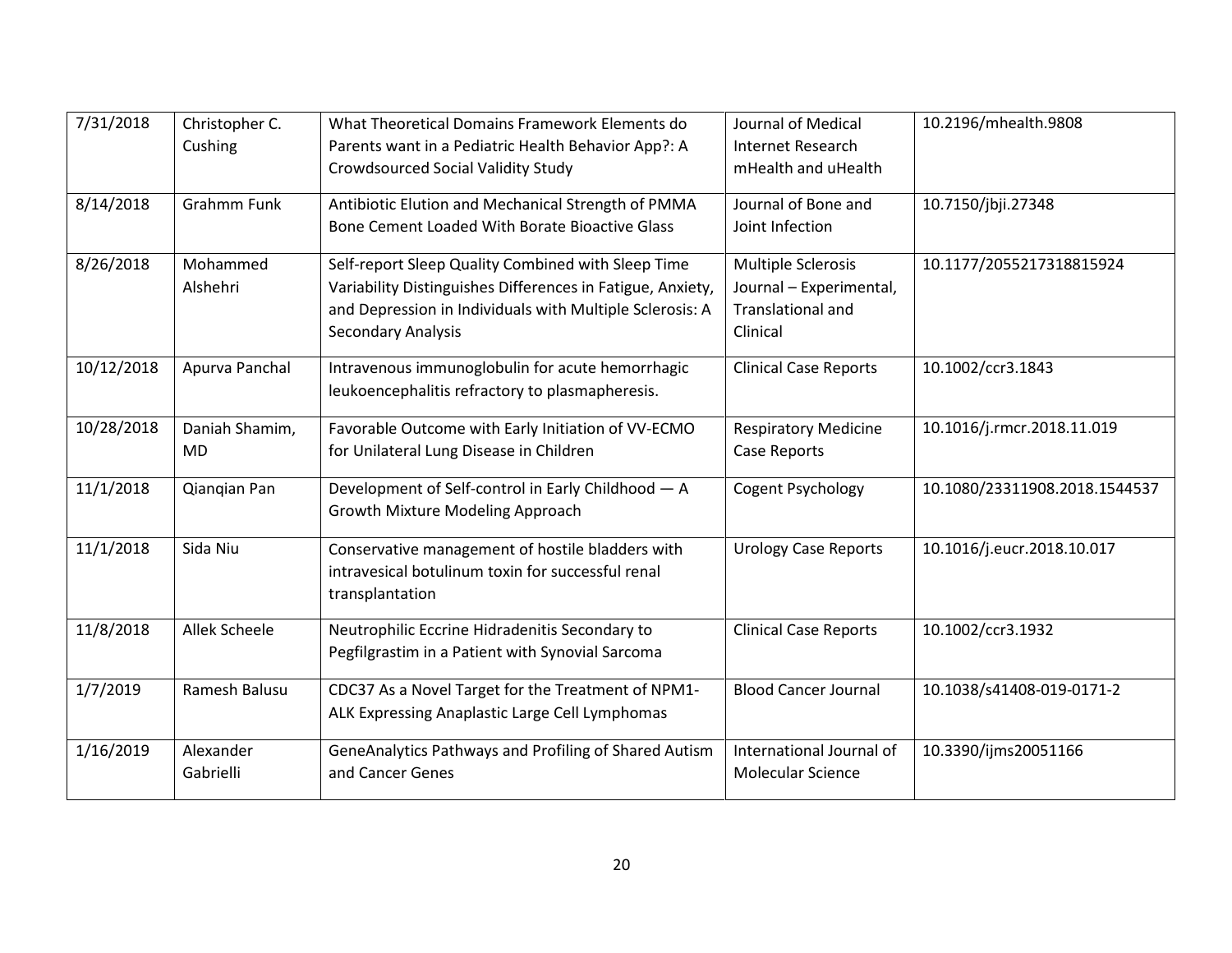| 7/31/2018 | Christopher C. Cushing | What Theoretical Domains Framework Elements do Parents want in a Pediatric Health Behavior App?: A Crowdsourced Social Validity Study | Journal of Medical Internet Research mHealth and uHealth | 10.2196/mhealth.9808 |
|---|---|---|---|---|
| 8/14/2018 | Grahmm Funk | Antibiotic Elution and Mechanical Strength of PMMA Bone Cement Loaded With Borate Bioactive Glass | Journal of Bone and Joint Infection | 10.7150/jbji.27348 |
| 8/26/2018 | Mohammed Alshehri | Self-report Sleep Quality Combined with Sleep Time Variability Distinguishes Differences in Fatigue, Anxiety, and Depression in Individuals with Multiple Sclerosis: A Secondary Analysis | Multiple Sclerosis Journal – Experimental, Translational and Clinical | 10.1177/2055217318815924 |
| 10/12/2018 | Apurva Panchal | Intravenous immunoglobulin for acute hemorrhagic leukoencephalitis refractory to plasmapheresis. | Clinical Case Reports | 10.1002/ccr3.1843 |
| 10/28/2018 | Daniah Shamim, MD | Favorable Outcome with Early Initiation of VV-ECMO for Unilateral Lung Disease in Children | Respiratory Medicine Case Reports | 10.1016/j.rmcr.2018.11.019 |
| 11/1/2018 | Qianqian Pan | Development of Self-control in Early Childhood — A Growth Mixture Modeling Approach | Cogent Psychology | 10.1080/23311908.2018.1544537 |
| 11/1/2018 | Sida Niu | Conservative management of hostile bladders with intravesical botulinum toxin for successful renal transplantation | Urology Case Reports | 10.1016/j.eucr.2018.10.017 |
| 11/8/2018 | Allek Scheele | Neutrophilic Eccrine Hidradenitis Secondary to Pegfilgrastim in a Patient with Synovial Sarcoma | Clinical Case Reports | 10.1002/ccr3.1932 |
| 1/7/2019 | Ramesh Balusu | CDC37 As a Novel Target for the Treatment of NPM1-ALK Expressing Anaplastic Large Cell Lymphomas | Blood Cancer Journal | 10.1038/s41408-019-0171-2 |
| 1/16/2019 | Alexander Gabrielli | GeneAnalytics Pathways and Profiling of Shared Autism and Cancer Genes | International Journal of Molecular Science | 10.3390/ijms20051166 |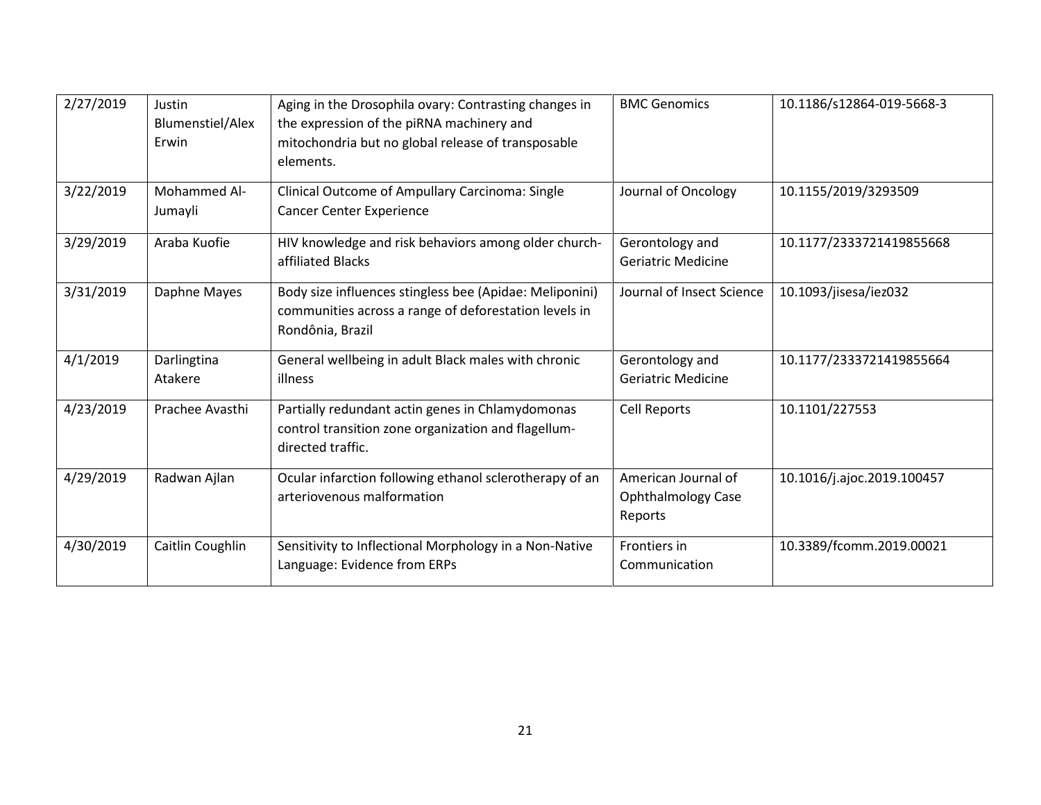| | | | | |
|---|---|---|---|---|
| 2/27/2019 | Justin Blumenstiel/Alex Erwin | Aging in the Drosophila ovary: Contrasting changes in the expression of the piRNA machinery and mitochondria but no global release of transposable elements. | BMC Genomics | 10.1186/s12864-019-5668-3 |
| 3/22/2019 | Mohammed Al-Jumayli | Clinical Outcome of Ampullary Carcinoma: Single Cancer Center Experience | Journal of Oncology | 10.1155/2019/3293509 |
| 3/29/2019 | Araba Kuofie | HIV knowledge and risk behaviors among older church-affiliated Blacks | Gerontology and Geriatric Medicine | 10.1177/2333721419855668 |
| 3/31/2019 | Daphne Mayes | Body size influences stingless bee (Apidae: Meliponini) communities across a range of deforestation levels in Rondônia, Brazil | Journal of Insect Science | 10.1093/jisesa/iez032 |
| 4/1/2019 | Darlingtina Atakere | General wellbeing in adult Black males with chronic illness | Gerontology and Geriatric Medicine | 10.1177/2333721419855664 |
| 4/23/2019 | Prachee Avasthi | Partially redundant actin genes in Chlamydomonas control transition zone organization and flagellum-directed traffic. | Cell Reports | 10.1101/227553 |
| 4/29/2019 | Radwan Ajlan | Ocular infarction following ethanol sclerotherapy of an arteriovenous malformation | American Journal of Ophthalmology Case Reports | 10.1016/j.ajoc.2019.100457 |
| 4/30/2019 | Caitlin Coughlin | Sensitivity to Inflectional Morphology in a Non-Native Language: Evidence from ERPs | Frontiers in Communication | 10.3389/fcomm.2019.00021 |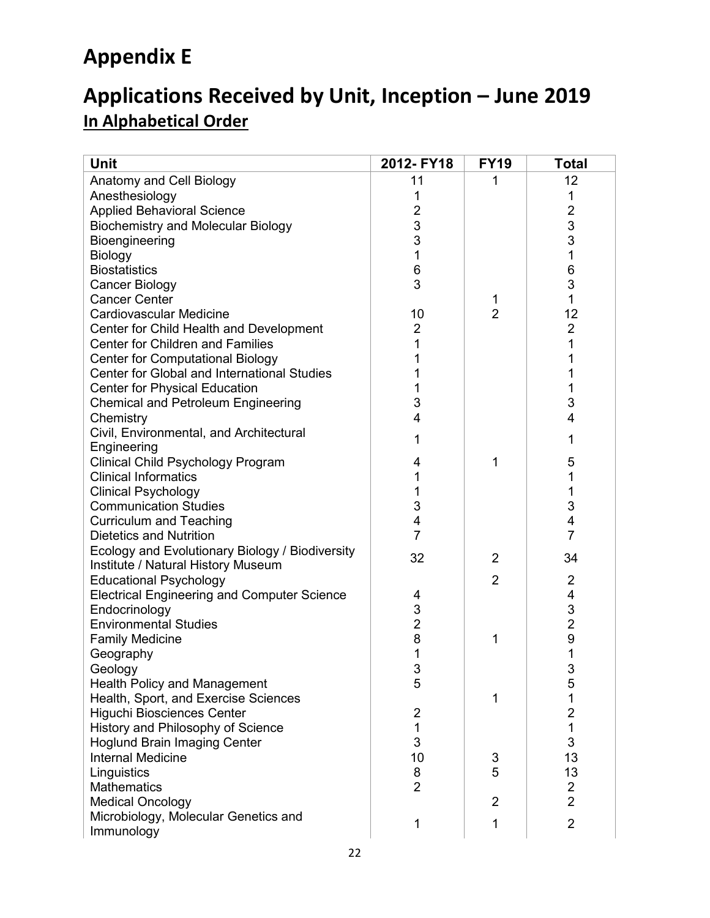# Appendix E

# Applications Received by Unit, Inception – June 2019

## <u>In Alphabetical Order</u>

| Unit | 2012- FY18 | FY19 | Total |
|---|---|---|---|
| Anatomy and Cell Biology | 11 | 1 | 12 |
| Anesthesiology | 1 | | 1 |
| Applied Behavioral Science | 2 | | 2 |
| Biochemistry and Molecular Biology | 3 | | 3 |
| Bioengineering | 3 | | 3 |
| Biology | 1 | | 1 |
| Biostatistics | 6 | | 6 |
| Cancer Biology | 3 | | 3 |
| Cancer Center | | 1 | 1 |
| Cardiovascular Medicine | 10 | 2 | 12 |
| Center for Child Health and Development | 2 | | 2 |
| Center for Children and Families | 1 | | 1 |
| Center for Computational Biology | 1 | | 1 |
| Center for Global and International Studies | 1 | | 1 |
| Center for Physical Education | 1 | | 1 |
| Chemical and Petroleum Engineering | 3 | | 3 |
| Chemistry | 4 | | 4 |
| Civil, Environmental, and Architectural Engineering | 1 | | 1 |
| Clinical Child Psychology Program | 4 | 1 | 5 |
| Clinical Informatics | 1 | | 1 |
| Clinical Psychology | 1 | | 1 |
| Communication Studies | 3 | | 3 |
| Curriculum and Teaching | 4 | | 4 |
| Dietetics and Nutrition | 7 | | 7 |
| Ecology and Evolutionary Biology / Biodiversity Institute / Natural History Museum | 32 | 2 | 34 |
| Educational Psychology | | 2 | 2 |
| Electrical Engineering and Computer Science | 4 | | 4 |
| Endocrinology | 3 | | 3 |
| Environmental Studies | 2 | | 2 |
| Family Medicine | 8 | 1 | 9 |
| Geography | 1 | | 1 |
| Geology | 3 | | 3 |
| Health Policy and Management | 5 | | 5 |
| Health, Sport, and Exercise Sciences | | 1 | 1 |
| Higuchi Biosciences Center | 2 | | 2 |
| History and Philosophy of Science | 1 | | 1 |
| Hoglund Brain Imaging Center | 3 | | 3 |
| Internal Medicine | 10 | 3 | 13 |
| Linguistics | 8 | 5 | 13 |
| Mathematics | 2 | | 2 |
| Medical Oncology | | 2 | 2 |
| Microbiology, Molecular Genetics and Immunology | 1 | 1 | 2 |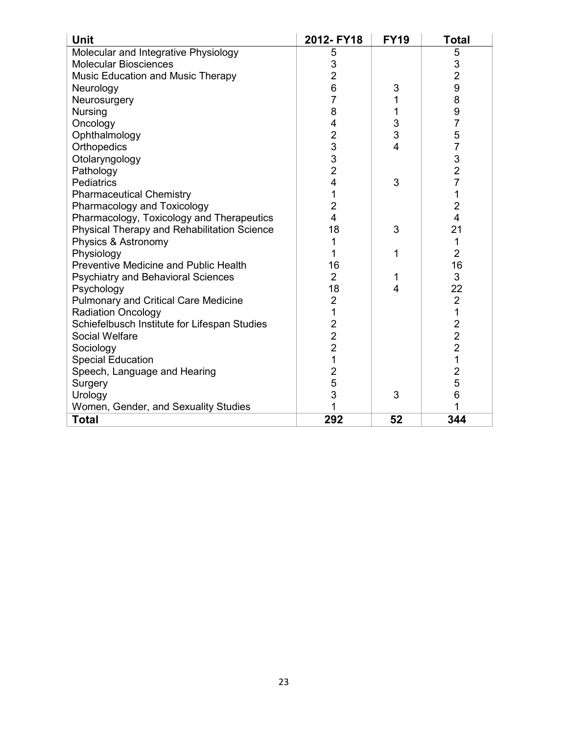| Unit | 2012- FY18 | FY19 | Total |
|---|---|---|---|
| Molecular and Integrative Physiology | 5 | | 5 |
| Molecular Biosciences | 3 | | 3 |
| Music Education and Music Therapy | 2 | | 2 |
| Neurology | 6 | 3 | 9 |
| Neurosurgery | 7 | 1 | 8 |
| Nursing | 8 | 1 | 9 |
| Oncology | 4 | 3 | 7 |
| Ophthalmology | 2 | 3 | 5 |
| Orthopedics | 3 | 4 | 7 |
| Otolaryngology | 3 | | 3 |
| Pathology | 2 | | 2 |
| Pediatrics | 4 | 3 | 7 |
| Pharmaceutical Chemistry | 1 | | 1 |
| Pharmacology and Toxicology | 2 | | 2 |
| Pharmacology, Toxicology and Therapeutics | 4 | | 4 |
| Physical Therapy and Rehabilitation Science | 18 | 3 | 21 |
| Physics & Astronomy | 1 | | 1 |
| Physiology | 1 | 1 | 2 |
| Preventive Medicine and Public Health | 16 | | 16 |
| Psychiatry and Behavioral Sciences | 2 | 1 | 3 |
| Psychology | 18 | 4 | 22 |
| Pulmonary and Critical Care Medicine | 2 | | 2 |
| Radiation Oncology | 1 | | 1 |
| Schiefelbusch Institute for Lifespan Studies | 2 | | 2 |
| Social Welfare | 2 | | 2 |
| Sociology | 2 | | 2 |
| Special Education | 1 | | 1 |
| Speech, Language and Hearing | 2 | | 2 |
| Surgery | 5 | | 5 |
| Urology | 3 | 3 | 6 |
| Women, Gender, and Sexuality Studies | 1 | | 1 |
| **Total** | **292** | **52** | **344** |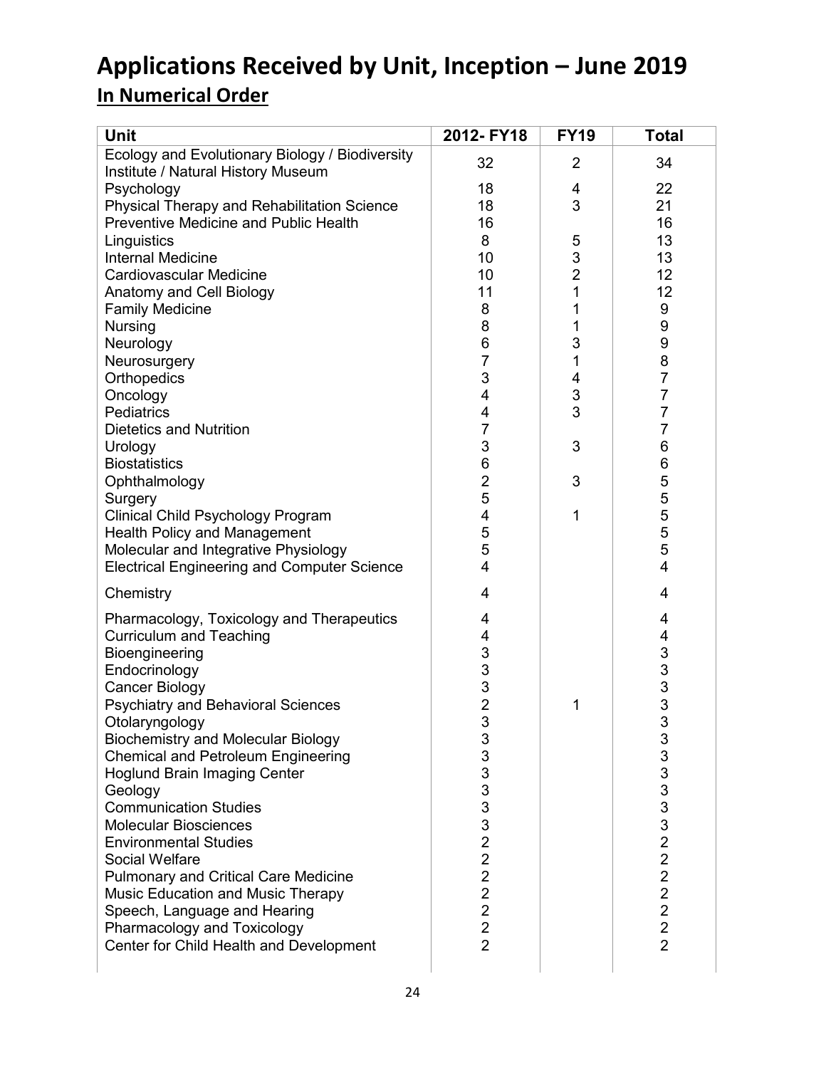# Applications Received by Unit, Inception – June 2019

## In Numerical Order

| Unit | 2012- FY18 | FY19 | Total |
|---|---|---|---|
| Ecology and Evolutionary Biology / Biodiversity Institute / Natural History Museum | 32 | 2 | 34 |
| Psychology | 18 | 4 | 22 |
| Physical Therapy and Rehabilitation Science | 18 | 3 | 21 |
| Preventive Medicine and Public Health | 16 | | 16 |
| Linguistics | 8 | 5 | 13 |
| Internal Medicine | 10 | 3 | 13 |
| Cardiovascular Medicine | 10 | 2 | 12 |
| Anatomy and Cell Biology | 11 | 1 | 12 |
| Family Medicine | 8 | 1 | 9 |
| Nursing | 8 | 1 | 9 |
| Neurology | 6 | 3 | 9 |
| Neurosurgery | 7 | 1 | 8 |
| Orthopedics | 3 | 4 | 7 |
| Oncology | 4 | 3 | 7 |
| Pediatrics | 4 | 3 | 7 |
| Dietetics and Nutrition | 7 | | 7 |
| Urology | 3 | 3 | 6 |
| Biostatistics | 6 | | 6 |
| Ophthalmology | 2 | 3 | 5 |
| Surgery | 5 | | 5 |
| Clinical Child Psychology Program | 4 | 1 | 5 |
| Health Policy and Management | 5 | | 5 |
| Molecular and Integrative Physiology | 5 | | 5 |
| Electrical Engineering and Computer Science | 4 | | 4 |
| Chemistry | 4 | | 4 |
| Pharmacology, Toxicology and Therapeutics | 4 | | 4 |
| Curriculum and Teaching | 4 | | 4 |
| Bioengineering | 3 | | 3 |
| Endocrinology | 3 | | 3 |
| Cancer Biology | 3 | | 3 |
| Psychiatry and Behavioral Sciences | 2 | 1 | 3 |
| Otolaryngology | 3 | | 3 |
| Biochemistry and Molecular Biology | 3 | | 3 |
| Chemical and Petroleum Engineering | 3 | | 3 |
| Hoglund Brain Imaging Center | 3 | | 3 |
| Geology | 3 | | 3 |
| Communication Studies | 3 | | 3 |
| Molecular Biosciences | 3 | | 3 |
| Environmental Studies | 2 | | 2 |
| Social Welfare | 2 | | 2 |
| Pulmonary and Critical Care Medicine | 2 | | 2 |
| Music Education and Music Therapy | 2 | | 2 |
| Speech, Language and Hearing | 2 | | 2 |
| Pharmacology and Toxicology | 2 | | 2 |
| Center for Child Health and Development | 2 | | 2 |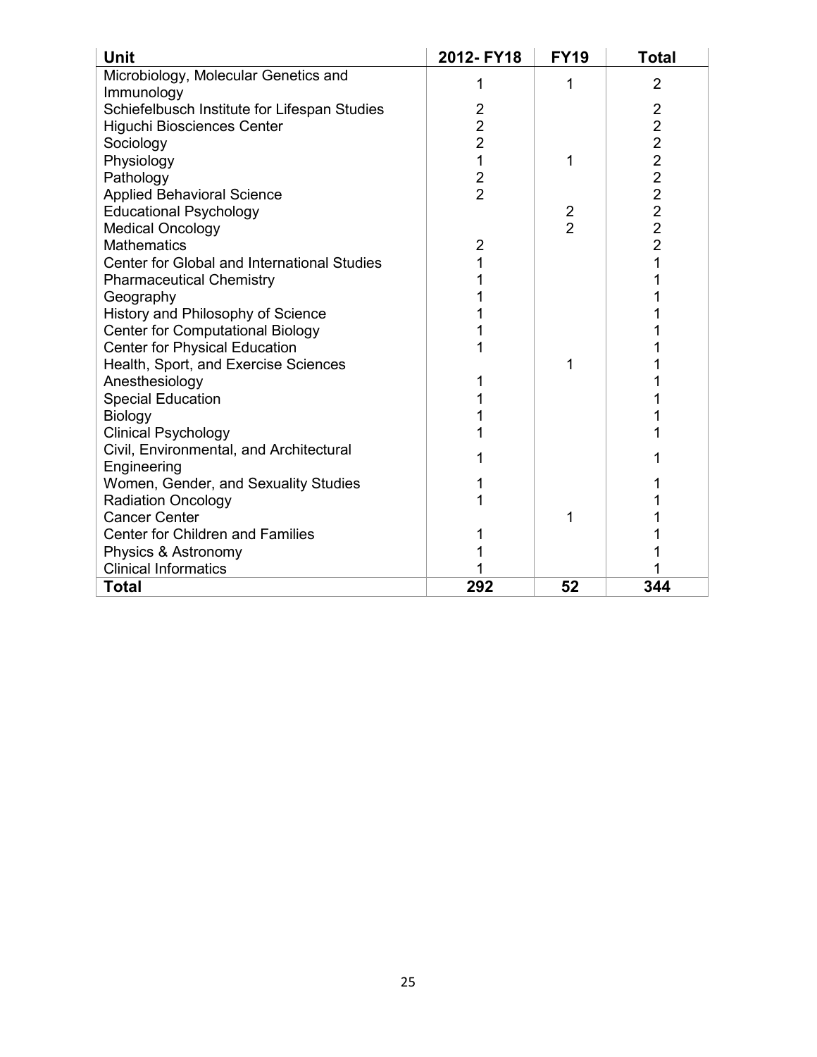| Unit | 2012- FY18 | FY19 | Total |
|---|---|---|---|
| Microbiology, Molecular Genetics and Immunology | 1 | 1 | 2 |
| Schiefelbusch Institute for Lifespan Studies | 2 | | 2 |
| Higuchi Biosciences Center | 2 | | 2 |
| Sociology | 2 | | 2 |
| Physiology | 1 | 1 | 2 |
| Pathology | 2 | | 2 |
| Applied Behavioral Science | 2 | | 2 |
| Educational Psychology | | 2 | 2 |
| Medical Oncology | | 2 | 2 |
| Mathematics | 2 | | 2 |
| Center for Global and International Studies | 1 | | 1 |
| Pharmaceutical Chemistry | 1 | | 1 |
| Geography | 1 | | 1 |
| History and Philosophy of Science | 1 | | 1 |
| Center for Computational Biology | 1 | | 1 |
| Center for Physical Education | 1 | | 1 |
| Health, Sport, and Exercise Sciences | | 1 | 1 |
| Anesthesiology | 1 | | 1 |
| Special Education | 1 | | 1 |
| Biology | 1 | | 1 |
| Clinical Psychology | 1 | | 1 |
| Civil, Environmental, and Architectural Engineering | 1 | | 1 |
| Women, Gender, and Sexuality Studies | 1 | | 1 |
| Radiation Oncology | 1 | | 1 |
| Cancer Center | | 1 | 1 |
| Center for Children and Families | 1 | | 1 |
| Physics & Astronomy | 1 | | 1 |
| Clinical Informatics | 1 | | 1 |
| **Total** | **292** | **52** | **344** |